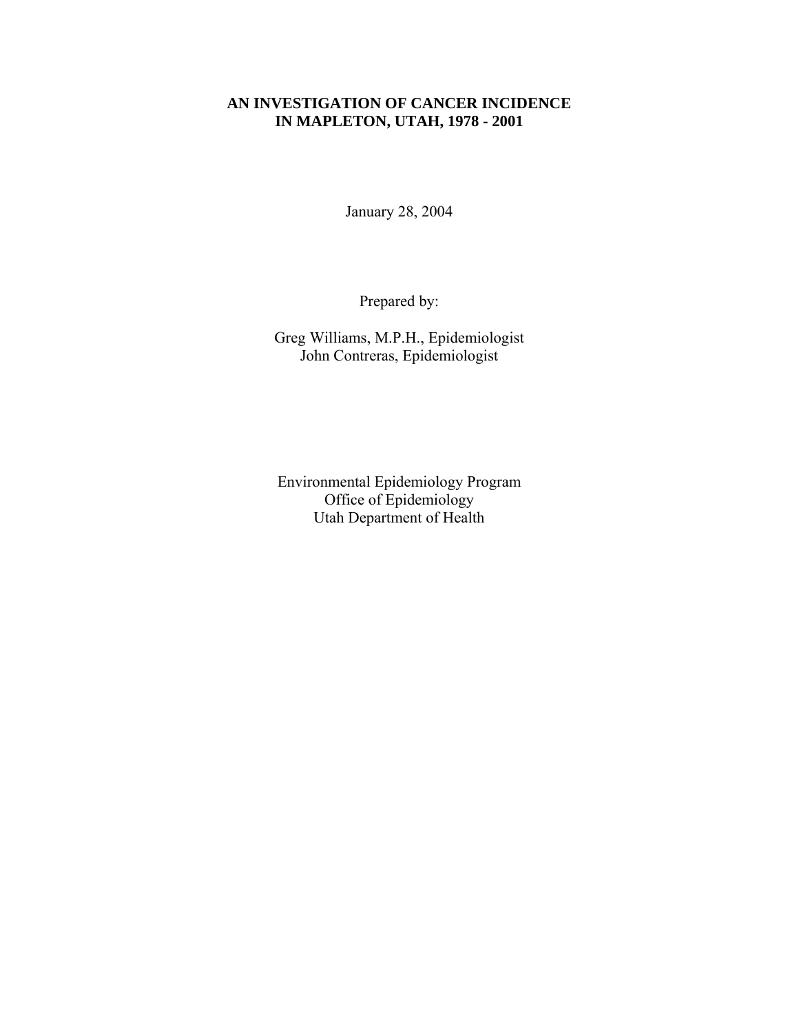# AN INVESTIGATION OF CANCER INCIDENCE IN MAPLETON, UTAH, 1978 - 2001

January 28, 2004

Prepared by:

Greg Williams, M.P.H., Epidemiologist
John Contreras, Epidemiologist

Environmental Epidemiology Program
Office of Epidemiology
Utah Department of Health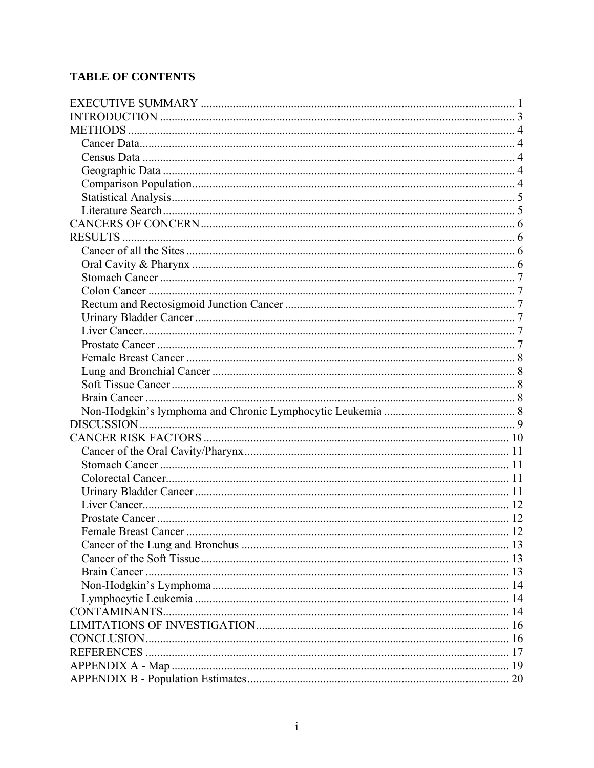## TABLE OF CONTENTS

EXECUTIVE SUMMARY ..... 1
INTRODUCTION ..... 3
METHODS ..... 4
  Cancer Data ..... 4
  Census Data ..... 4
  Geographic Data ..... 4
  Comparison Population ..... 4
  Statistical Analysis ..... 5
  Literature Search ..... 5
CANCERS OF CONCERN ..... 6
RESULTS ..... 6
  Cancer of all the Sites ..... 6
  Oral Cavity & Pharynx ..... 6
  Stomach Cancer ..... 7
  Colon Cancer ..... 7
  Rectum and Rectosigmoid Junction Cancer ..... 7
  Urinary Bladder Cancer ..... 7
  Liver Cancer ..... 7
  Prostate Cancer ..... 7
  Female Breast Cancer ..... 8
  Lung and Bronchial Cancer ..... 8
  Soft Tissue Cancer ..... 8
  Brain Cancer ..... 8
  Non-Hodgkin's lymphoma and Chronic Lymphocytic Leukemia ..... 8
DISCUSSION ..... 9
CANCER RISK FACTORS ..... 10
  Cancer of the Oral Cavity/Pharynx ..... 11
  Stomach Cancer ..... 11
  Colorectal Cancer ..... 11
  Urinary Bladder Cancer ..... 11
  Liver Cancer ..... 12
  Prostate Cancer ..... 12
  Female Breast Cancer ..... 12
  Cancer of the Lung and Bronchus ..... 13
  Cancer of the Soft Tissue ..... 13
  Brain Cancer ..... 13
  Non-Hodgkin's Lymphoma ..... 14
  Lymphocytic Leukemia ..... 14
CONTAMINANTS ..... 14
LIMITATIONS OF INVESTIGATION ..... 16
CONCLUSION ..... 16
REFERENCES ..... 17
APPENDIX A - Map ..... 19
APPENDIX B - Population Estimates ..... 20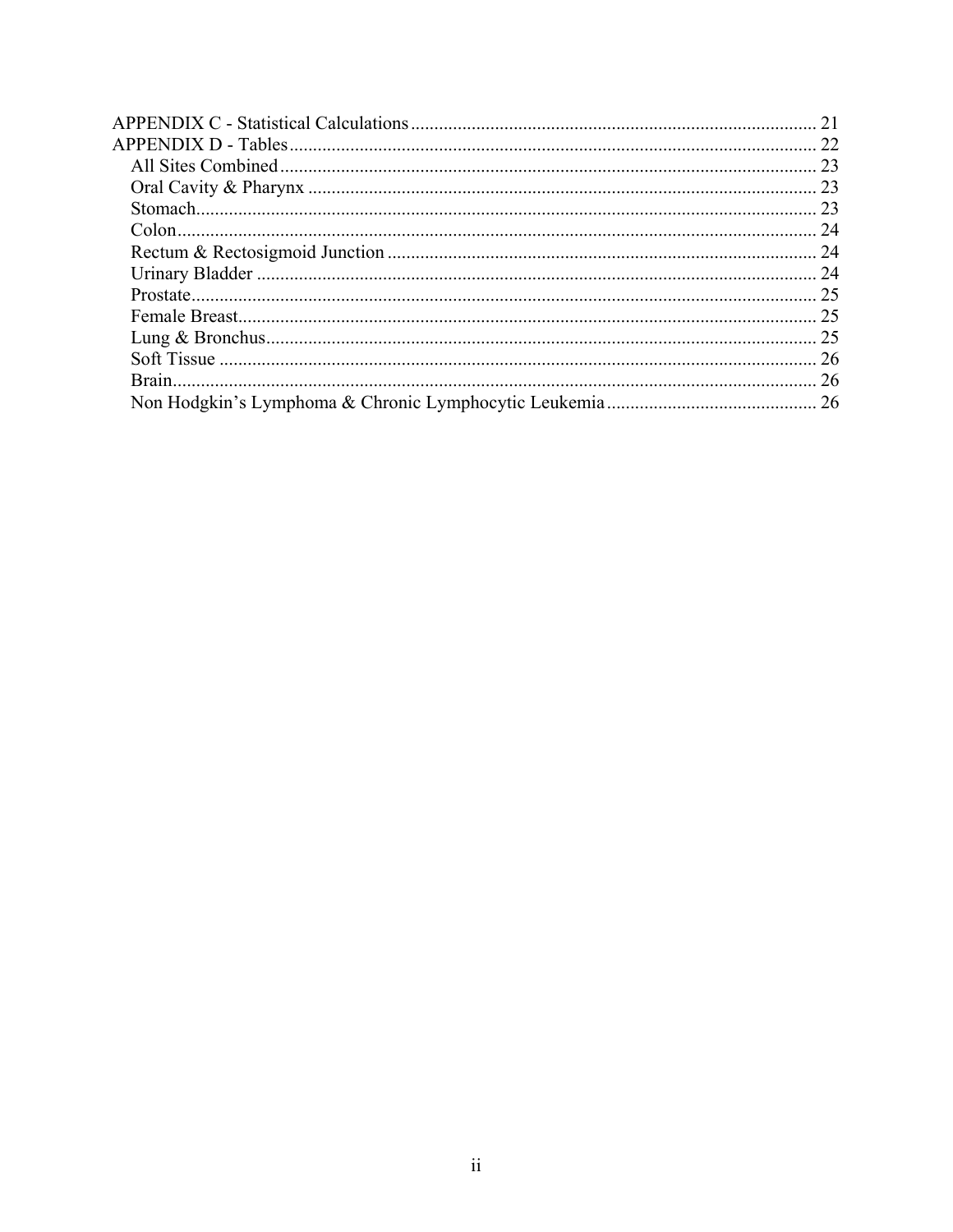APPENDIX C - Statistical Calculations ........................................................................................ 21
APPENDIX D - Tables ................................................................................................................ 22
- All Sites Combined ................................................................................................................ 23
- Oral Cavity & Pharynx ........................................................................................................... 23
- Stomach .................................................................................................................................. 23
- Colon ...................................................................................................................................... 24
- Rectum & Rectosigmoid Junction .......................................................................................... 24
- Urinary Bladder ...................................................................................................................... 24
- Prostate ................................................................................................................................... 25
- Female Breast .......................................................................................................................... 25
- Lung & Bronchus .................................................................................................................... 25
- Soft Tissue .............................................................................................................................. 26
- Brain ....................................................................................................................................... 26
- Non Hodgkin's Lymphoma & Chronic Lymphocytic Leukemia ............................................ 26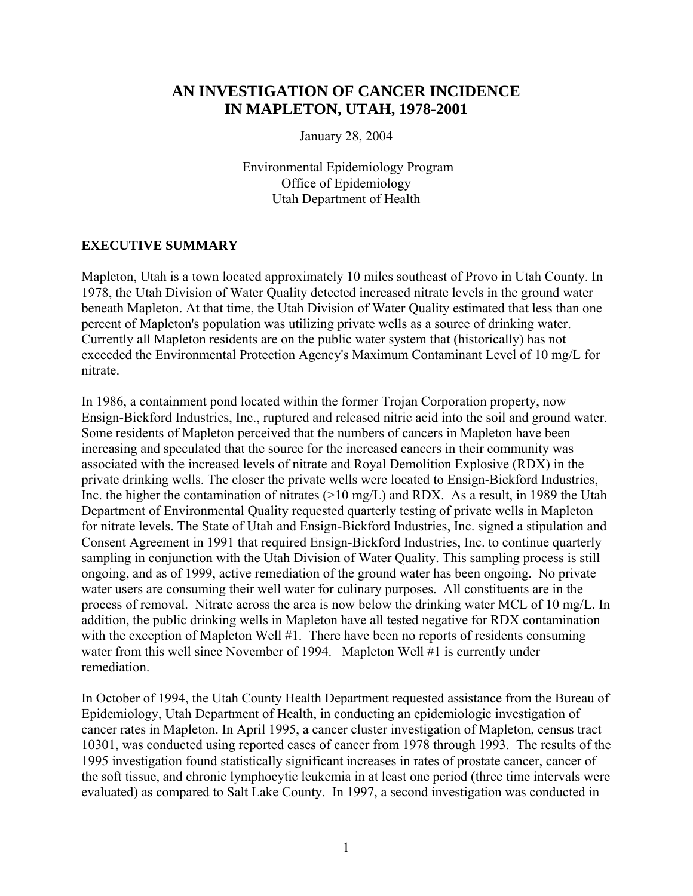# AN INVESTIGATION OF CANCER INCIDENCE IN MAPLETON, UTAH, 1978-2001

January 28, 2004

Environmental Epidemiology Program
Office of Epidemiology
Utah Department of Health

## EXECUTIVE SUMMARY

Mapleton, Utah is a town located approximately 10 miles southeast of Provo in Utah County. In 1978, the Utah Division of Water Quality detected increased nitrate levels in the ground water beneath Mapleton. At that time, the Utah Division of Water Quality estimated that less than one percent of Mapleton's population was utilizing private wells as a source of drinking water. Currently all Mapleton residents are on the public water system that (historically) has not exceeded the Environmental Protection Agency's Maximum Contaminant Level of 10 mg/L for nitrate.

In 1986, a containment pond located within the former Trojan Corporation property, now Ensign-Bickford Industries, Inc., ruptured and released nitric acid into the soil and ground water. Some residents of Mapleton perceived that the numbers of cancers in Mapleton have been increasing and speculated that the source for the increased cancers in their community was associated with the increased levels of nitrate and Royal Demolition Explosive (RDX) in the private drinking wells. The closer the private wells were located to Ensign-Bickford Industries, Inc. the higher the contamination of nitrates (>10 mg/L) and RDX. As a result, in 1989 the Utah Department of Environmental Quality requested quarterly testing of private wells in Mapleton for nitrate levels. The State of Utah and Ensign-Bickford Industries, Inc. signed a stipulation and Consent Agreement in 1991 that required Ensign-Bickford Industries, Inc. to continue quarterly sampling in conjunction with the Utah Division of Water Quality. This sampling process is still ongoing, and as of 1999, active remediation of the ground water has been ongoing. No private water users are consuming their well water for culinary purposes. All constituents are in the process of removal. Nitrate across the area is now below the drinking water MCL of 10 mg/L. In addition, the public drinking wells in Mapleton have all tested negative for RDX contamination with the exception of Mapleton Well #1. There have been no reports of residents consuming water from this well since November of 1994. Mapleton Well #1 is currently under remediation.

In October of 1994, the Utah County Health Department requested assistance from the Bureau of Epidemiology, Utah Department of Health, in conducting an epidemiologic investigation of cancer rates in Mapleton. In April 1995, a cancer cluster investigation of Mapleton, census tract 10301, was conducted using reported cases of cancer from 1978 through 1993. The results of the 1995 investigation found statistically significant increases in rates of prostate cancer, cancer of the soft tissue, and chronic lymphocytic leukemia in at least one period (three time intervals were evaluated) as compared to Salt Lake County. In 1997, a second investigation was conducted in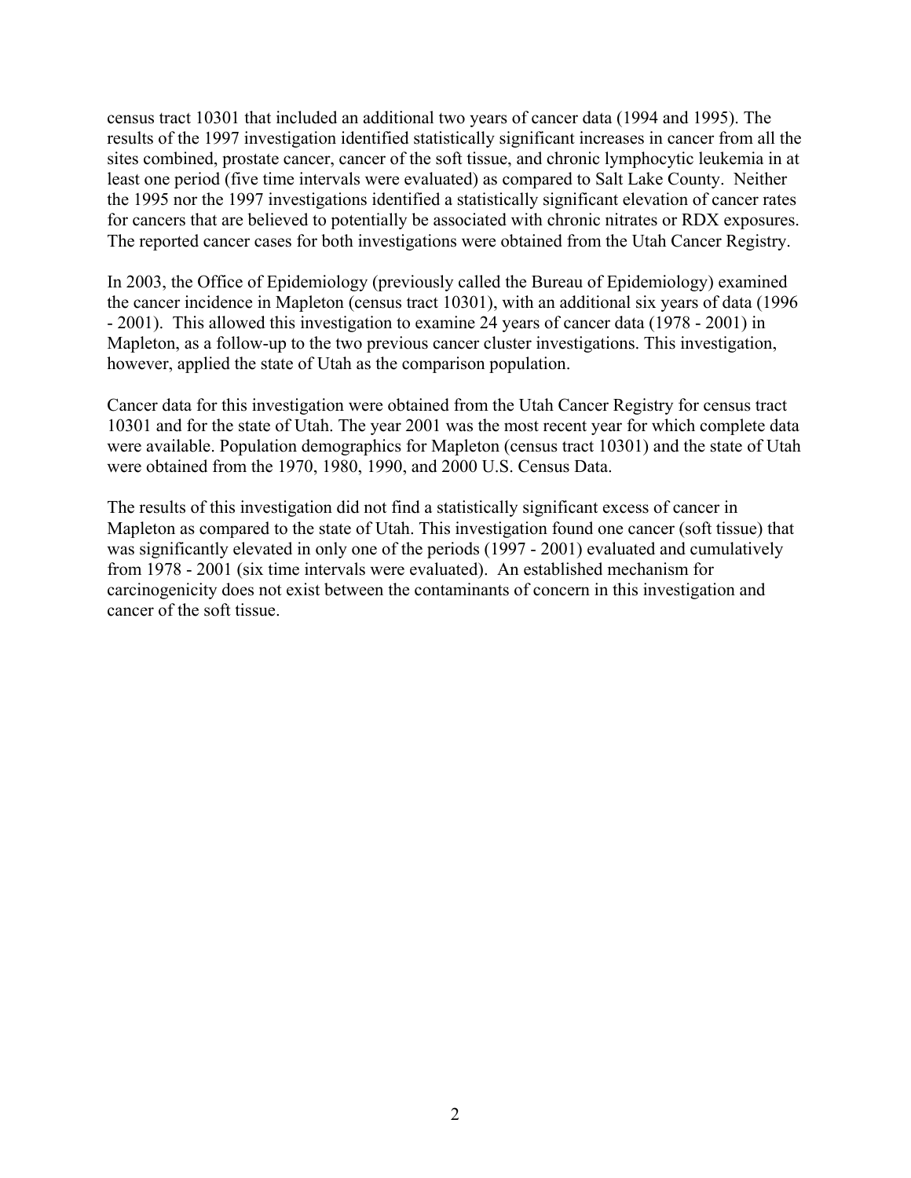census tract 10301 that included an additional two years of cancer data (1994 and 1995). The results of the 1997 investigation identified statistically significant increases in cancer from all the sites combined, prostate cancer, cancer of the soft tissue, and chronic lymphocytic leukemia in at least one period (five time intervals were evaluated) as compared to Salt Lake County. Neither the 1995 nor the 1997 investigations identified a statistically significant elevation of cancer rates for cancers that are believed to potentially be associated with chronic nitrates or RDX exposures. The reported cancer cases for both investigations were obtained from the Utah Cancer Registry.

In 2003, the Office of Epidemiology (previously called the Bureau of Epidemiology) examined the cancer incidence in Mapleton (census tract 10301), with an additional six years of data (1996 - 2001). This allowed this investigation to examine 24 years of cancer data (1978 - 2001) in Mapleton, as a follow-up to the two previous cancer cluster investigations. This investigation, however, applied the state of Utah as the comparison population.

Cancer data for this investigation were obtained from the Utah Cancer Registry for census tract 10301 and for the state of Utah. The year 2001 was the most recent year for which complete data were available. Population demographics for Mapleton (census tract 10301) and the state of Utah were obtained from the 1970, 1980, 1990, and 2000 U.S. Census Data.

The results of this investigation did not find a statistically significant excess of cancer in Mapleton as compared to the state of Utah. This investigation found one cancer (soft tissue) that was significantly elevated in only one of the periods (1997 - 2001) evaluated and cumulatively from 1978 - 2001 (six time intervals were evaluated). An established mechanism for carcinogenicity does not exist between the contaminants of concern in this investigation and cancer of the soft tissue.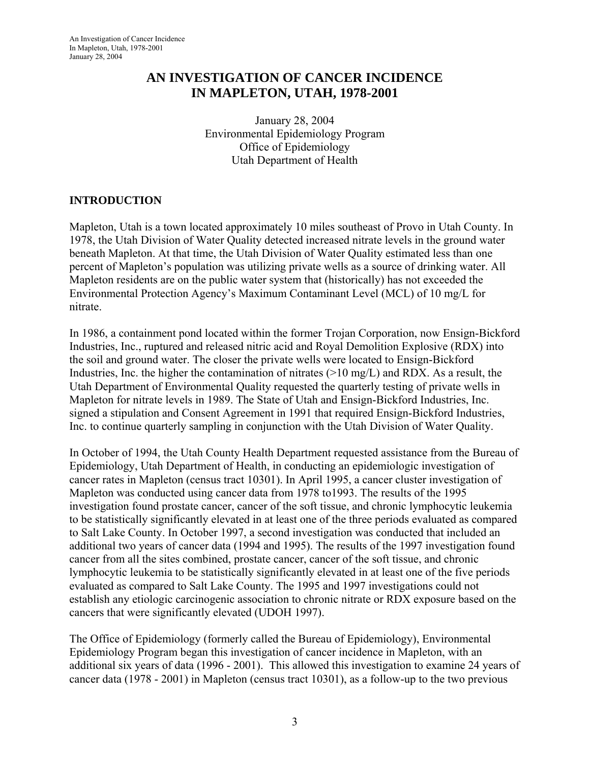# AN INVESTIGATION OF CANCER INCIDENCE IN MAPLETON, UTAH, 1978-2001

January 28, 2004
Environmental Epidemiology Program
Office of Epidemiology
Utah Department of Health

## INTRODUCTION

Mapleton, Utah is a town located approximately 10 miles southeast of Provo in Utah County. In 1978, the Utah Division of Water Quality detected increased nitrate levels in the ground water beneath Mapleton. At that time, the Utah Division of Water Quality estimated less than one percent of Mapleton's population was utilizing private wells as a source of drinking water. All Mapleton residents are on the public water system that (historically) has not exceeded the Environmental Protection Agency's Maximum Contaminant Level (MCL) of 10 mg/L for nitrate.

In 1986, a containment pond located within the former Trojan Corporation, now Ensign-Bickford Industries, Inc., ruptured and released nitric acid and Royal Demolition Explosive (RDX) into the soil and ground water. The closer the private wells were located to Ensign-Bickford Industries, Inc. the higher the contamination of nitrates (>10 mg/L) and RDX. As a result, the Utah Department of Environmental Quality requested the quarterly testing of private wells in Mapleton for nitrate levels in 1989. The State of Utah and Ensign-Bickford Industries, Inc. signed a stipulation and Consent Agreement in 1991 that required Ensign-Bickford Industries, Inc. to continue quarterly sampling in conjunction with the Utah Division of Water Quality.

In October of 1994, the Utah County Health Department requested assistance from the Bureau of Epidemiology, Utah Department of Health, in conducting an epidemiologic investigation of cancer rates in Mapleton (census tract 10301). In April 1995, a cancer cluster investigation of Mapleton was conducted using cancer data from 1978 to1993. The results of the 1995 investigation found prostate cancer, cancer of the soft tissue, and chronic lymphocytic leukemia to be statistically significantly elevated in at least one of the three periods evaluated as compared to Salt Lake County. In October 1997, a second investigation was conducted that included an additional two years of cancer data (1994 and 1995). The results of the 1997 investigation found cancer from all the sites combined, prostate cancer, cancer of the soft tissue, and chronic lymphocytic leukemia to be statistically significantly elevated in at least one of the five periods evaluated as compared to Salt Lake County. The 1995 and 1997 investigations could not establish any etiologic carcinogenic association to chronic nitrate or RDX exposure based on the cancers that were significantly elevated (UDOH 1997).

The Office of Epidemiology (formerly called the Bureau of Epidemiology), Environmental Epidemiology Program began this investigation of cancer incidence in Mapleton, with an additional six years of data (1996 - 2001). This allowed this investigation to examine 24 years of cancer data (1978 - 2001) in Mapleton (census tract 10301), as a follow-up to the two previous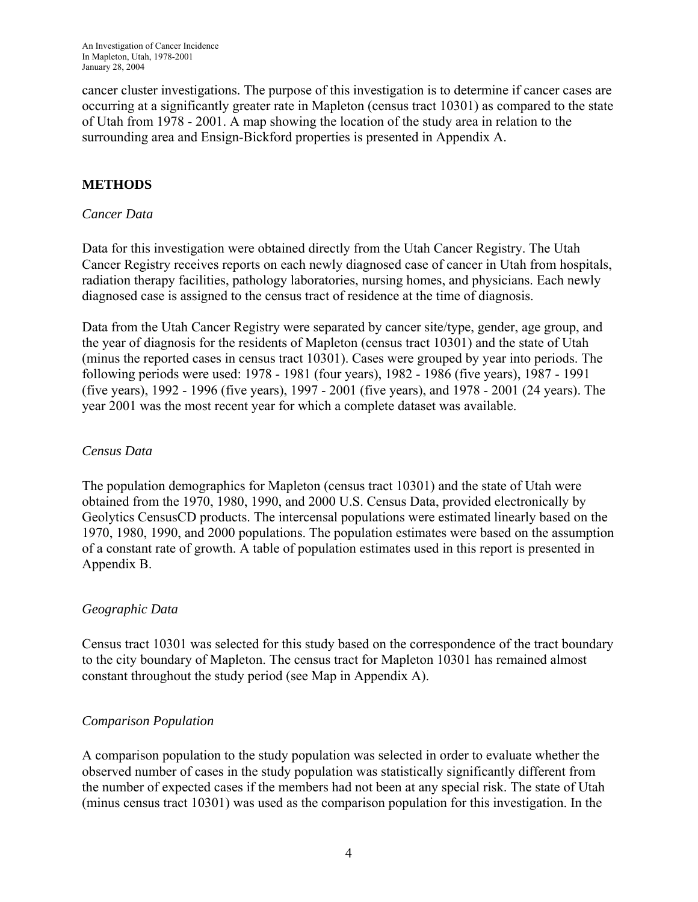cancer cluster investigations. The purpose of this investigation is to determine if cancer cases are occurring at a significantly greater rate in Mapleton (census tract 10301) as compared to the state of Utah from 1978 - 2001. A map showing the location of the study area in relation to the surrounding area and Ensign-Bickford properties is presented in Appendix A.

## METHODS

*Cancer Data*

Data for this investigation were obtained directly from the Utah Cancer Registry. The Utah Cancer Registry receives reports on each newly diagnosed case of cancer in Utah from hospitals, radiation therapy facilities, pathology laboratories, nursing homes, and physicians. Each newly diagnosed case is assigned to the census tract of residence at the time of diagnosis.

Data from the Utah Cancer Registry were separated by cancer site/type, gender, age group, and the year of diagnosis for the residents of Mapleton (census tract 10301) and the state of Utah (minus the reported cases in census tract 10301). Cases were grouped by year into periods. The following periods were used: 1978 - 1981 (four years), 1982 - 1986 (five years), 1987 - 1991 (five years), 1992 - 1996 (five years), 1997 - 2001 (five years), and 1978 - 2001 (24 years). The year 2001 was the most recent year for which a complete dataset was available.

*Census Data*

The population demographics for Mapleton (census tract 10301) and the state of Utah were obtained from the 1970, 1980, 1990, and 2000 U.S. Census Data, provided electronically by Geolytics CensusCD products. The intercensal populations were estimated linearly based on the 1970, 1980, 1990, and 2000 populations. The population estimates were based on the assumption of a constant rate of growth. A table of population estimates used in this report is presented in Appendix B.

*Geographic Data*

Census tract 10301 was selected for this study based on the correspondence of the tract boundary to the city boundary of Mapleton. The census tract for Mapleton 10301 has remained almost constant throughout the study period (see Map in Appendix A).

*Comparison Population*

A comparison population to the study population was selected in order to evaluate whether the observed number of cases in the study population was statistically significantly different from the number of expected cases if the members had not been at any special risk. The state of Utah (minus census tract 10301) was used as the comparison population for this investigation. In the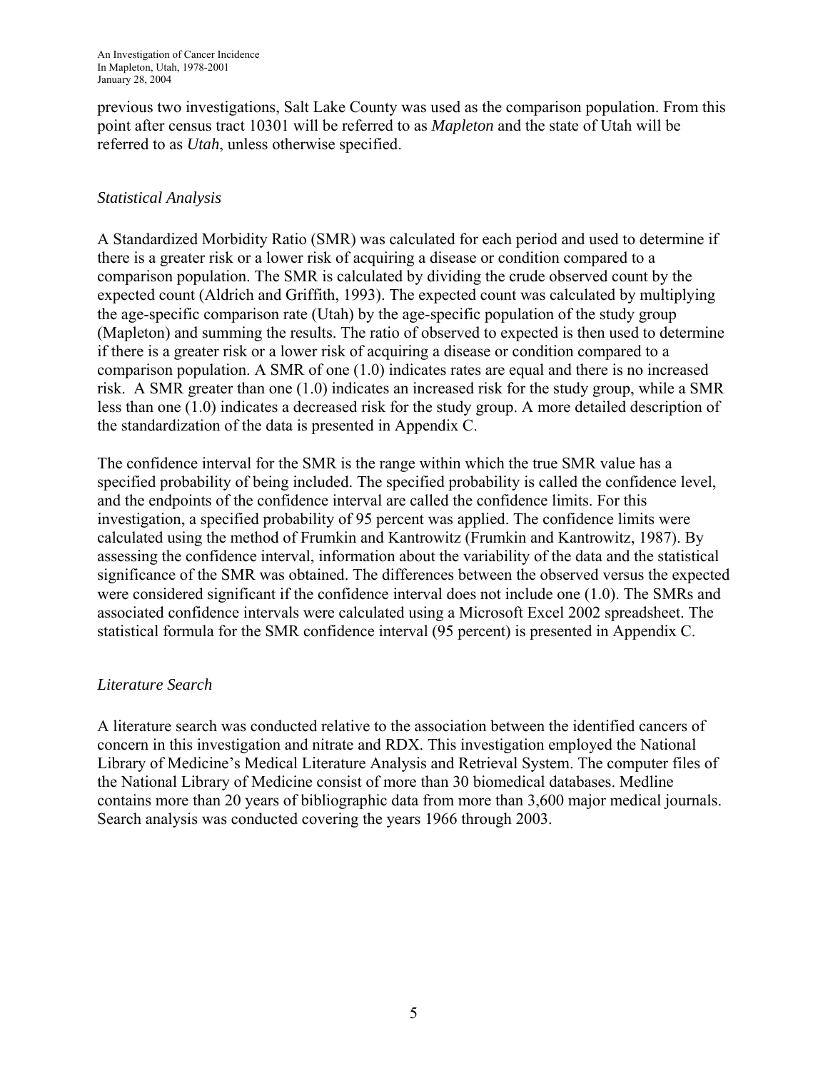previous two investigations, Salt Lake County was used as the comparison population. From this point after census tract 10301 will be referred to as *Mapleton* and the state of Utah will be referred to as *Utah*, unless otherwise specified.

*Statistical Analysis*

A Standardized Morbidity Ratio (SMR) was calculated for each period and used to determine if there is a greater risk or a lower risk of acquiring a disease or condition compared to a comparison population. The SMR is calculated by dividing the crude observed count by the expected count (Aldrich and Griffith, 1993). The expected count was calculated by multiplying the age-specific comparison rate (Utah) by the age-specific population of the study group (Mapleton) and summing the results. The ratio of observed to expected is then used to determine if there is a greater risk or a lower risk of acquiring a disease or condition compared to a comparison population. A SMR of one (1.0) indicates rates are equal and there is no increased risk. A SMR greater than one (1.0) indicates an increased risk for the study group, while a SMR less than one (1.0) indicates a decreased risk for the study group. A more detailed description of the standardization of the data is presented in Appendix C.

The confidence interval for the SMR is the range within which the true SMR value has a specified probability of being included. The specified probability is called the confidence level, and the endpoints of the confidence interval are called the confidence limits. For this investigation, a specified probability of 95 percent was applied. The confidence limits were calculated using the method of Frumkin and Kantrowitz (Frumkin and Kantrowitz, 1987). By assessing the confidence interval, information about the variability of the data and the statistical significance of the SMR was obtained. The differences between the observed versus the expected were considered significant if the confidence interval does not include one (1.0). The SMRs and associated confidence intervals were calculated using a Microsoft Excel 2002 spreadsheet. The statistical formula for the SMR confidence interval (95 percent) is presented in Appendix C.

*Literature Search*

A literature search was conducted relative to the association between the identified cancers of concern in this investigation and nitrate and RDX. This investigation employed the National Library of Medicine's Medical Literature Analysis and Retrieval System. The computer files of the National Library of Medicine consist of more than 30 biomedical databases. Medline contains more than 20 years of bibliographic data from more than 3,600 major medical journals. Search analysis was conducted covering the years 1966 through 2003.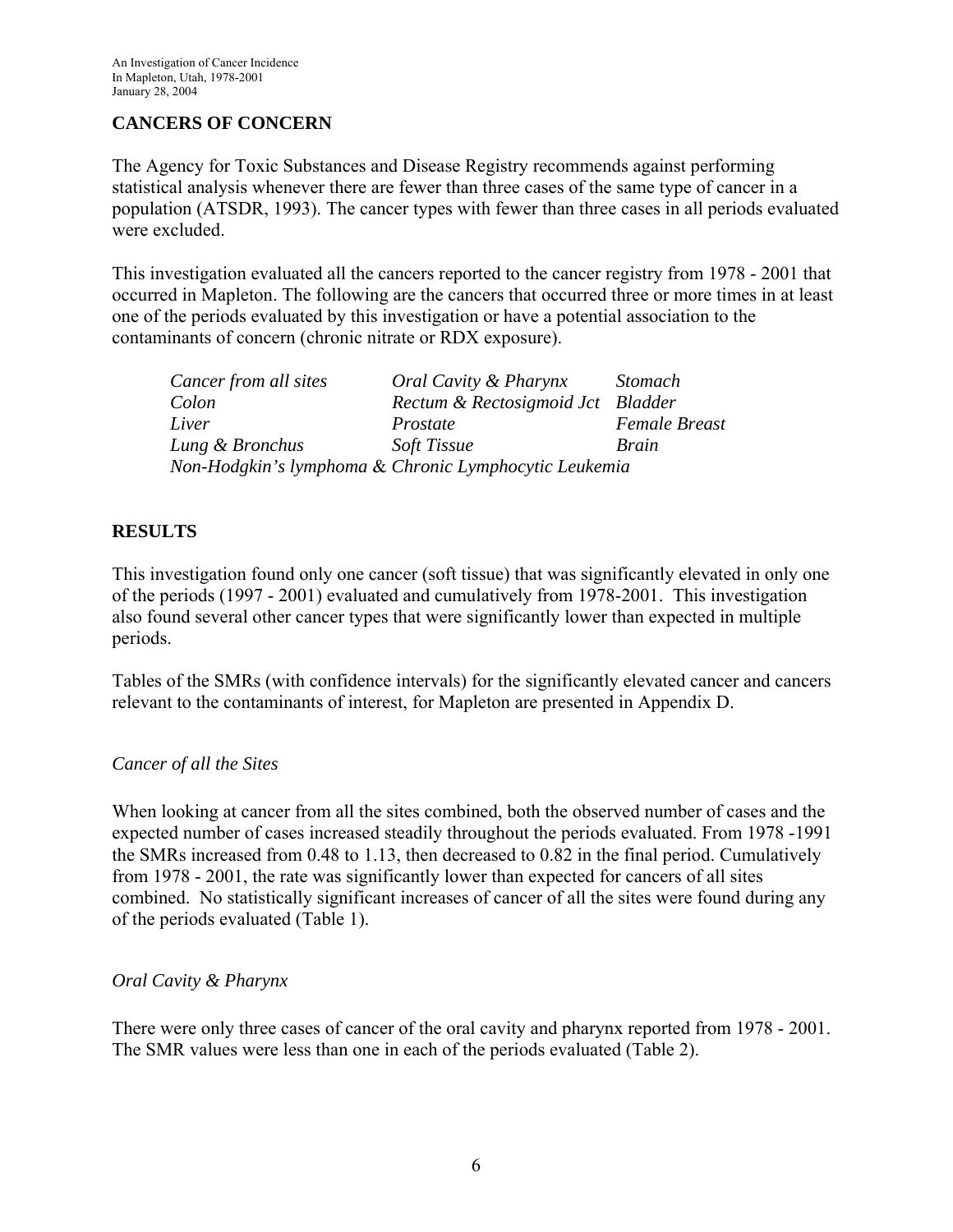## CANCERS OF CONCERN

The Agency for Toxic Substances and Disease Registry recommends against performing statistical analysis whenever there are fewer than three cases of the same type of cancer in a population (ATSDR, 1993). The cancer types with fewer than three cases in all periods evaluated were excluded.

This investigation evaluated all the cancers reported to the cancer registry from 1978 - 2001 that occurred in Mapleton. The following are the cancers that occurred three or more times in at least one of the periods evaluated by this investigation or have a potential association to the contaminants of concern (chronic nitrate or RDX exposure).

| | | |
|---|---|---|
| *Cancer from all sites* | *Oral Cavity & Pharynx* | *Stomach* |
| *Colon* | *Rectum & Rectosigmoid Jct* | *Bladder* |
| *Liver* | *Prostate* | *Female Breast* |
| *Lung & Bronchus* | *Soft Tissue* | *Brain* |

*Non-Hodgkin's lymphoma & Chronic Lymphocytic Leukemia*

## RESULTS

This investigation found only one cancer (soft tissue) that was significantly elevated in only one of the periods (1997 - 2001) evaluated and cumulatively from 1978-2001. This investigation also found several other cancer types that were significantly lower than expected in multiple periods.

Tables of the SMRs (with confidence intervals) for the significantly elevated cancer and cancers relevant to the contaminants of interest, for Mapleton are presented in Appendix D.

### *Cancer of all the Sites*

When looking at cancer from all the sites combined, both the observed number of cases and the expected number of cases increased steadily throughout the periods evaluated. From 1978 -1991 the SMRs increased from 0.48 to 1.13, then decreased to 0.82 in the final period. Cumulatively from 1978 - 2001, the rate was significantly lower than expected for cancers of all sites combined. No statistically significant increases of cancer of all the sites were found during any of the periods evaluated (Table 1).

### *Oral Cavity & Pharynx*

There were only three cases of cancer of the oral cavity and pharynx reported from 1978 - 2001. The SMR values were less than one in each of the periods evaluated (Table 2).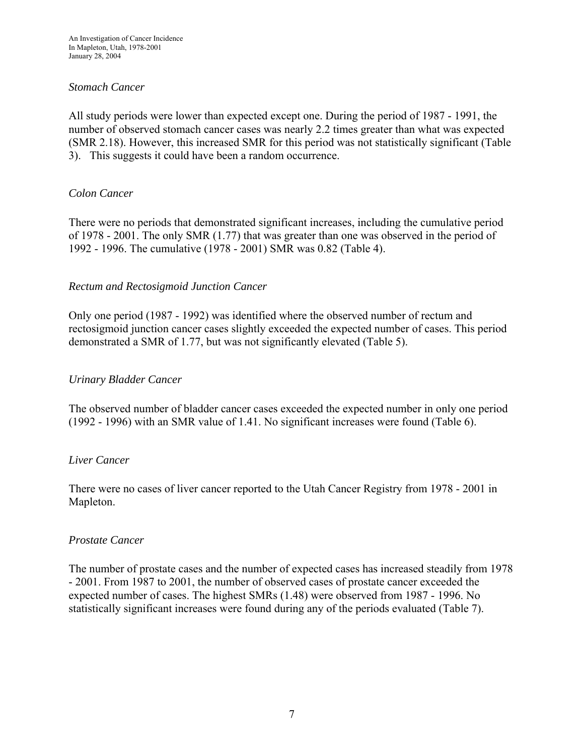*Stomach Cancer*

All study periods were lower than expected except one. During the period of 1987 - 1991, the number of observed stomach cancer cases was nearly 2.2 times greater than what was expected (SMR 2.18). However, this increased SMR for this period was not statistically significant (Table 3). This suggests it could have been a random occurrence.

*Colon Cancer*

There were no periods that demonstrated significant increases, including the cumulative period of 1978 - 2001. The only SMR (1.77) that was greater than one was observed in the period of 1992 - 1996. The cumulative (1978 - 2001) SMR was 0.82 (Table 4).

*Rectum and Rectosigmoid Junction Cancer*

Only one period (1987 - 1992) was identified where the observed number of rectum and rectosigmoid junction cancer cases slightly exceeded the expected number of cases. This period demonstrated a SMR of 1.77, but was not significantly elevated (Table 5).

*Urinary Bladder Cancer*

The observed number of bladder cancer cases exceeded the expected number in only one period (1992 - 1996) with an SMR value of 1.41. No significant increases were found (Table 6).

*Liver Cancer*

There were no cases of liver cancer reported to the Utah Cancer Registry from 1978 - 2001 in Mapleton.

*Prostate Cancer*

The number of prostate cases and the number of expected cases has increased steadily from 1978 - 2001. From 1987 to 2001, the number of observed cases of prostate cancer exceeded the expected number of cases. The highest SMRs (1.48) were observed from 1987 - 1996. No statistically significant increases were found during any of the periods evaluated (Table 7).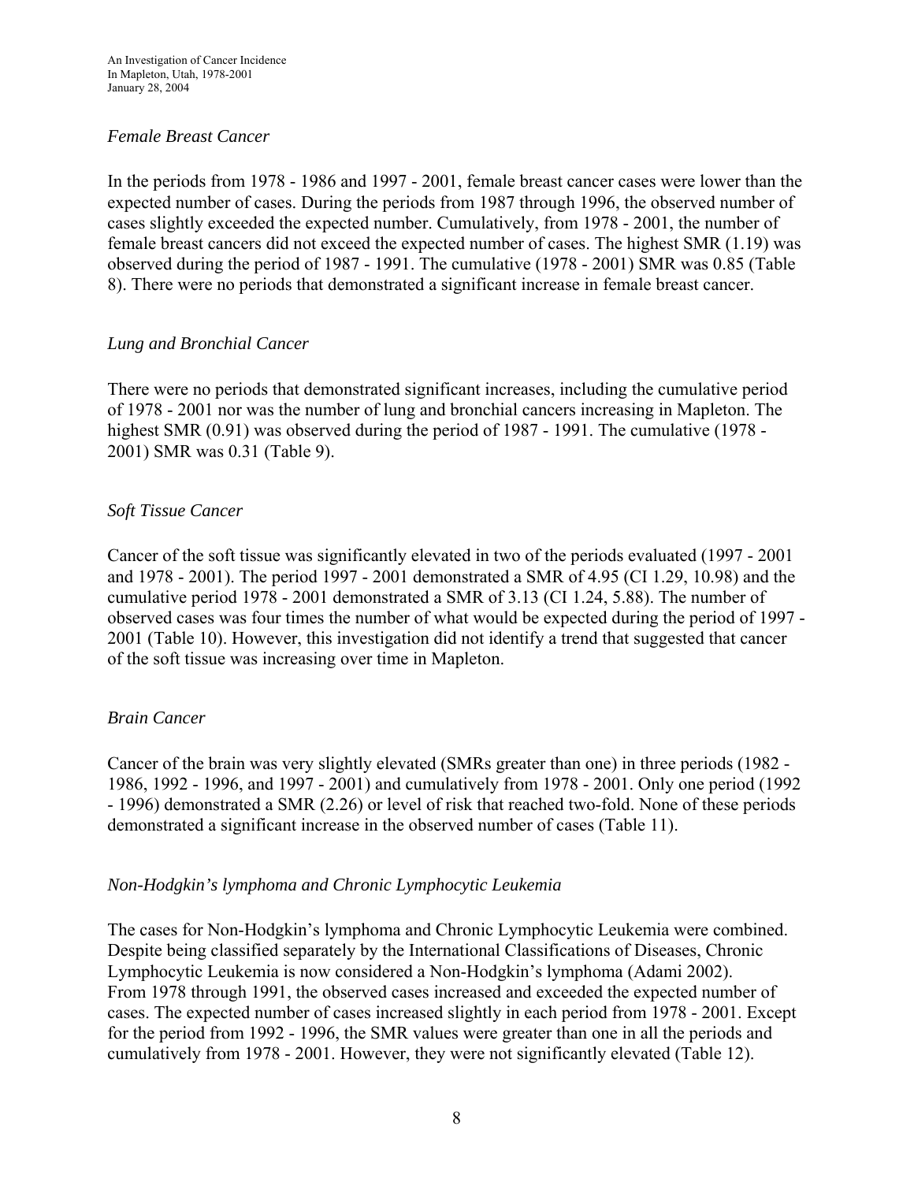*Female Breast Cancer*

In the periods from 1978 - 1986 and 1997 - 2001, female breast cancer cases were lower than the expected number of cases. During the periods from 1987 through 1996, the observed number of cases slightly exceeded the expected number. Cumulatively, from 1978 - 2001, the number of female breast cancers did not exceed the expected number of cases. The highest SMR (1.19) was observed during the period of 1987 - 1991. The cumulative (1978 - 2001) SMR was 0.85 (Table 8). There were no periods that demonstrated a significant increase in female breast cancer.

*Lung and Bronchial Cancer*

There were no periods that demonstrated significant increases, including the cumulative period of 1978 - 2001 nor was the number of lung and bronchial cancers increasing in Mapleton. The highest SMR (0.91) was observed during the period of 1987 - 1991. The cumulative (1978 - 2001) SMR was 0.31 (Table 9).

*Soft Tissue Cancer*

Cancer of the soft tissue was significantly elevated in two of the periods evaluated (1997 - 2001 and 1978 - 2001). The period 1997 - 2001 demonstrated a SMR of 4.95 (CI 1.29, 10.98) and the cumulative period 1978 - 2001 demonstrated a SMR of 3.13 (CI 1.24, 5.88). The number of observed cases was four times the number of what would be expected during the period of 1997 - 2001 (Table 10). However, this investigation did not identify a trend that suggested that cancer of the soft tissue was increasing over time in Mapleton.

*Brain Cancer*

Cancer of the brain was very slightly elevated (SMRs greater than one) in three periods (1982 - 1986, 1992 - 1996, and 1997 - 2001) and cumulatively from 1978 - 2001. Only one period (1992 - 1996) demonstrated a SMR (2.26) or level of risk that reached two-fold. None of these periods demonstrated a significant increase in the observed number of cases (Table 11).

*Non-Hodgkin's lymphoma and Chronic Lymphocytic Leukemia*

The cases for Non-Hodgkin's lymphoma and Chronic Lymphocytic Leukemia were combined. Despite being classified separately by the International Classifications of Diseases, Chronic Lymphocytic Leukemia is now considered a Non-Hodgkin's lymphoma (Adami 2002). From 1978 through 1991, the observed cases increased and exceeded the expected number of cases. The expected number of cases increased slightly in each period from 1978 - 2001. Except for the period from 1992 - 1996, the SMR values were greater than one in all the periods and cumulatively from 1978 - 2001. However, they were not significantly elevated (Table 12).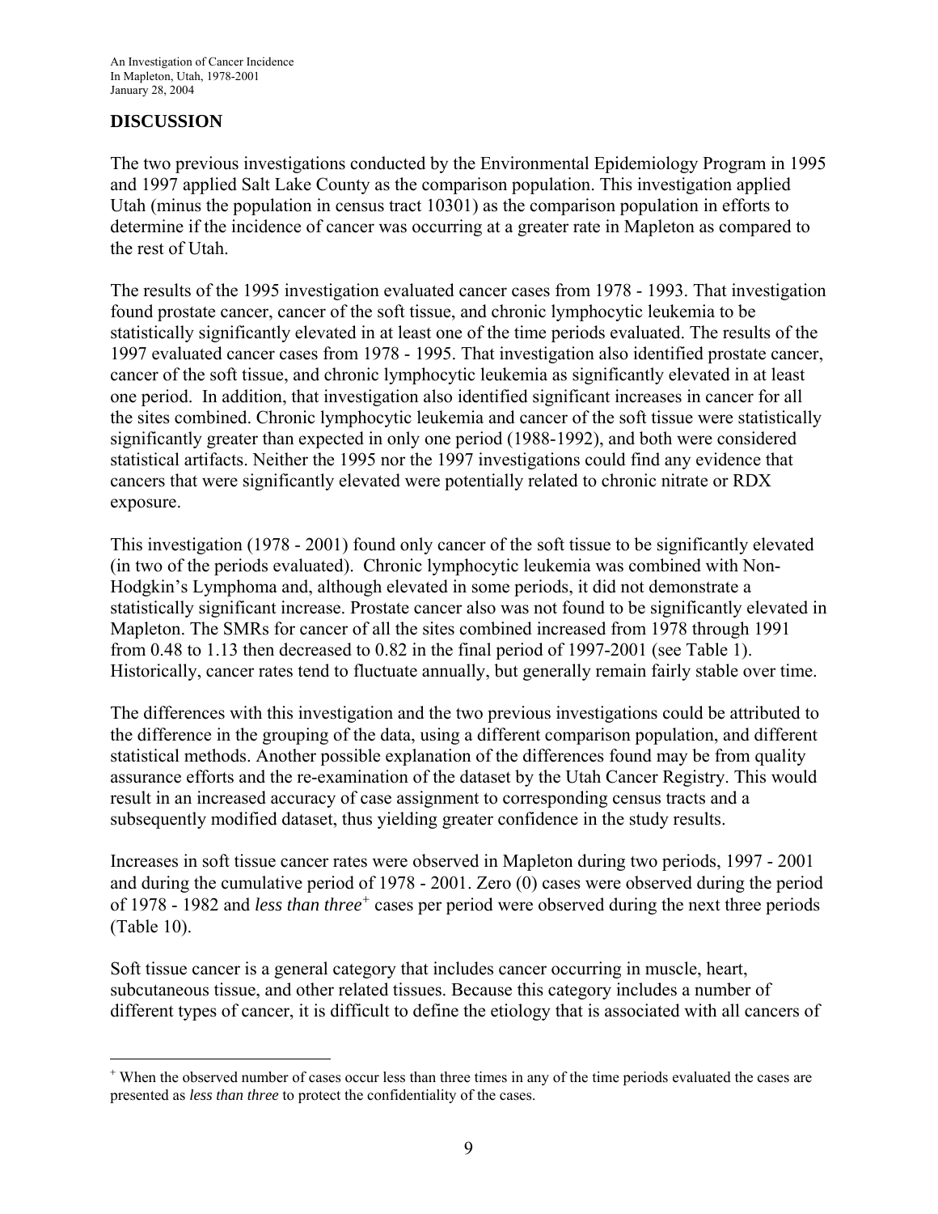## DISCUSSION

The two previous investigations conducted by the Environmental Epidemiology Program in 1995 and 1997 applied Salt Lake County as the comparison population. This investigation applied Utah (minus the population in census tract 10301) as the comparison population in efforts to determine if the incidence of cancer was occurring at a greater rate in Mapleton as compared to the rest of Utah.

The results of the 1995 investigation evaluated cancer cases from 1978 - 1993. That investigation found prostate cancer, cancer of the soft tissue, and chronic lymphocytic leukemia to be statistically significantly elevated in at least one of the time periods evaluated. The results of the 1997 evaluated cancer cases from 1978 - 1995. That investigation also identified prostate cancer, cancer of the soft tissue, and chronic lymphocytic leukemia as significantly elevated in at least one period. In addition, that investigation also identified significant increases in cancer for all the sites combined. Chronic lymphocytic leukemia and cancer of the soft tissue were statistically significantly greater than expected in only one period (1988-1992), and both were considered statistical artifacts. Neither the 1995 nor the 1997 investigations could find any evidence that cancers that were significantly elevated were potentially related to chronic nitrate or RDX exposure.

This investigation (1978 - 2001) found only cancer of the soft tissue to be significantly elevated (in two of the periods evaluated). Chronic lymphocytic leukemia was combined with Non-Hodgkin's Lymphoma and, although elevated in some periods, it did not demonstrate a statistically significant increase. Prostate cancer also was not found to be significantly elevated in Mapleton. The SMRs for cancer of all the sites combined increased from 1978 through 1991 from 0.48 to 1.13 then decreased to 0.82 in the final period of 1997-2001 (see Table 1). Historically, cancer rates tend to fluctuate annually, but generally remain fairly stable over time.

The differences with this investigation and the two previous investigations could be attributed to the difference in the grouping of the data, using a different comparison population, and different statistical methods. Another possible explanation of the differences found may be from quality assurance efforts and the re-examination of the dataset by the Utah Cancer Registry. This would result in an increased accuracy of case assignment to corresponding census tracts and a subsequently modified dataset, thus yielding greater confidence in the study results.

Increases in soft tissue cancer rates were observed in Mapleton during two periods, 1997 - 2001 and during the cumulative period of 1978 - 2001. Zero (0) cases were observed during the period of 1978 - 1982 and *less than three*[+] cases per period were observed during the next three periods (Table 10).

Soft tissue cancer is a general category that includes cancer occurring in muscle, heart, subcutaneous tissue, and other related tissues. Because this category includes a number of different types of cancer, it is difficult to define the etiology that is associated with all cancers of

---

[+] When the observed number of cases occur less than three times in any of the time periods evaluated the cases are presented as *less than three* to protect the confidentiality of the cases.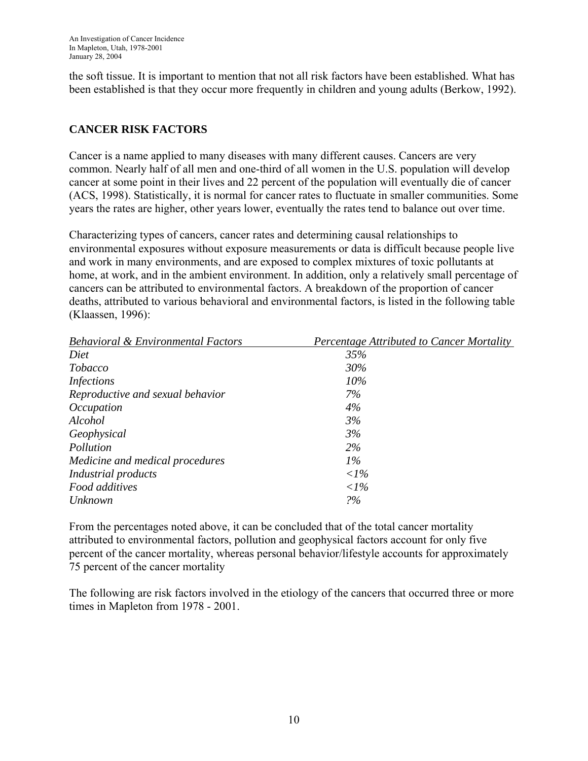the soft tissue. It is important to mention that not all risk factors have been established. What has been established is that they occur more frequently in children and young adults (Berkow, 1992).

## CANCER RISK FACTORS

Cancer is a name applied to many diseases with many different causes. Cancers are very common. Nearly half of all men and one-third of all women in the U.S. population will develop cancer at some point in their lives and 22 percent of the population will eventually die of cancer (ACS, 1998). Statistically, it is normal for cancer rates to fluctuate in smaller communities. Some years the rates are higher, other years lower, eventually the rates tend to balance out over time.

Characterizing types of cancers, cancer rates and determining causal relationships to environmental exposures without exposure measurements or data is difficult because people live and work in many environments, and are exposed to complex mixtures of toxic pollutants at home, at work, and in the ambient environment. In addition, only a relatively small percentage of cancers can be attributed to environmental factors. A breakdown of the proportion of cancer deaths, attributed to various behavioral and environmental factors, is listed in the following table (Klaassen, 1996):

| *Behavioral & Environmental Factors* | *Percentage Attributed to Cancer Mortality* |
|---|---|
| *Diet* | *35%* |
| *Tobacco* | *30%* |
| *Infections* | *10%* |
| *Reproductive and sexual behavior* | *7%* |
| *Occupation* | *4%* |
| *Alcohol* | *3%* |
| *Geophysical* | *3%* |
| *Pollution* | *2%* |
| *Medicine and medical procedures* | *1%* |
| *Industrial products* | *<1%* |
| *Food additives* | *<1%* |
| *Unknown* | *?%* |

From the percentages noted above, it can be concluded that of the total cancer mortality attributed to environmental factors, pollution and geophysical factors account for only five percent of the cancer mortality, whereas personal behavior/lifestyle accounts for approximately 75 percent of the cancer mortality

The following are risk factors involved in the etiology of the cancers that occurred three or more times in Mapleton from 1978 - 2001.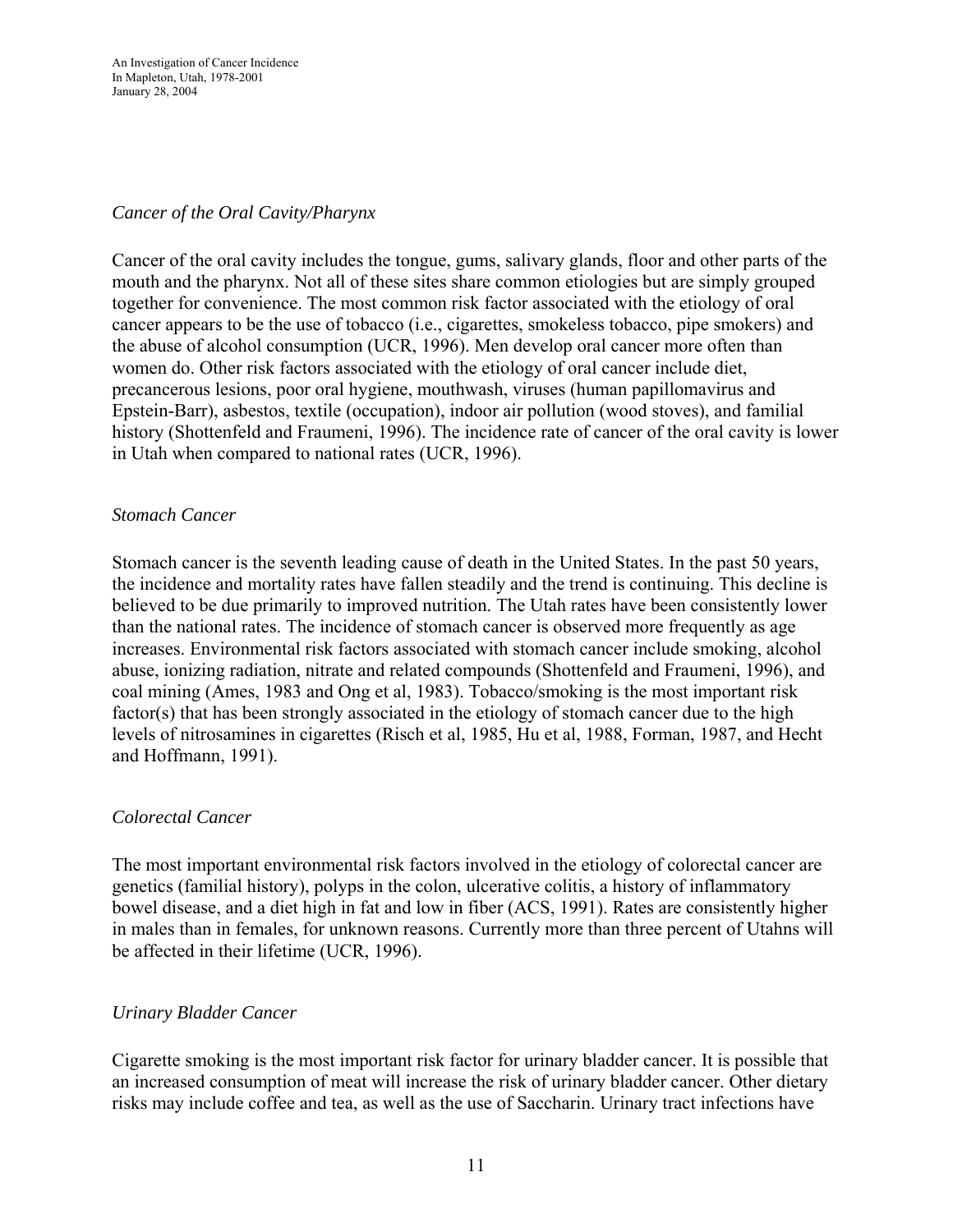*Cancer of the Oral Cavity/Pharynx*

Cancer of the oral cavity includes the tongue, gums, salivary glands, floor and other parts of the mouth and the pharynx. Not all of these sites share common etiologies but are simply grouped together for convenience. The most common risk factor associated with the etiology of oral cancer appears to be the use of tobacco (i.e., cigarettes, smokeless tobacco, pipe smokers) and the abuse of alcohol consumption (UCR, 1996). Men develop oral cancer more often than women do. Other risk factors associated with the etiology of oral cancer include diet, precancerous lesions, poor oral hygiene, mouthwash, viruses (human papillomavirus and Epstein-Barr), asbestos, textile (occupation), indoor air pollution (wood stoves), and familial history (Shottenfeld and Fraumeni, 1996). The incidence rate of cancer of the oral cavity is lower in Utah when compared to national rates (UCR, 1996).

*Stomach Cancer*

Stomach cancer is the seventh leading cause of death in the United States. In the past 50 years, the incidence and mortality rates have fallen steadily and the trend is continuing. This decline is believed to be due primarily to improved nutrition. The Utah rates have been consistently lower than the national rates. The incidence of stomach cancer is observed more frequently as age increases. Environmental risk factors associated with stomach cancer include smoking, alcohol abuse, ionizing radiation, nitrate and related compounds (Shottenfeld and Fraumeni, 1996), and coal mining (Ames, 1983 and Ong et al, 1983). Tobacco/smoking is the most important risk factor(s) that has been strongly associated in the etiology of stomach cancer due to the high levels of nitrosamines in cigarettes (Risch et al, 1985, Hu et al, 1988, Forman, 1987, and Hecht and Hoffmann, 1991).

*Colorectal Cancer*

The most important environmental risk factors involved in the etiology of colorectal cancer are genetics (familial history), polyps in the colon, ulcerative colitis, a history of inflammatory bowel disease, and a diet high in fat and low in fiber (ACS, 1991). Rates are consistently higher in males than in females, for unknown reasons. Currently more than three percent of Utahns will be affected in their lifetime (UCR, 1996).

*Urinary Bladder Cancer*

Cigarette smoking is the most important risk factor for urinary bladder cancer. It is possible that an increased consumption of meat will increase the risk of urinary bladder cancer. Other dietary risks may include coffee and tea, as well as the use of Saccharin. Urinary tract infections have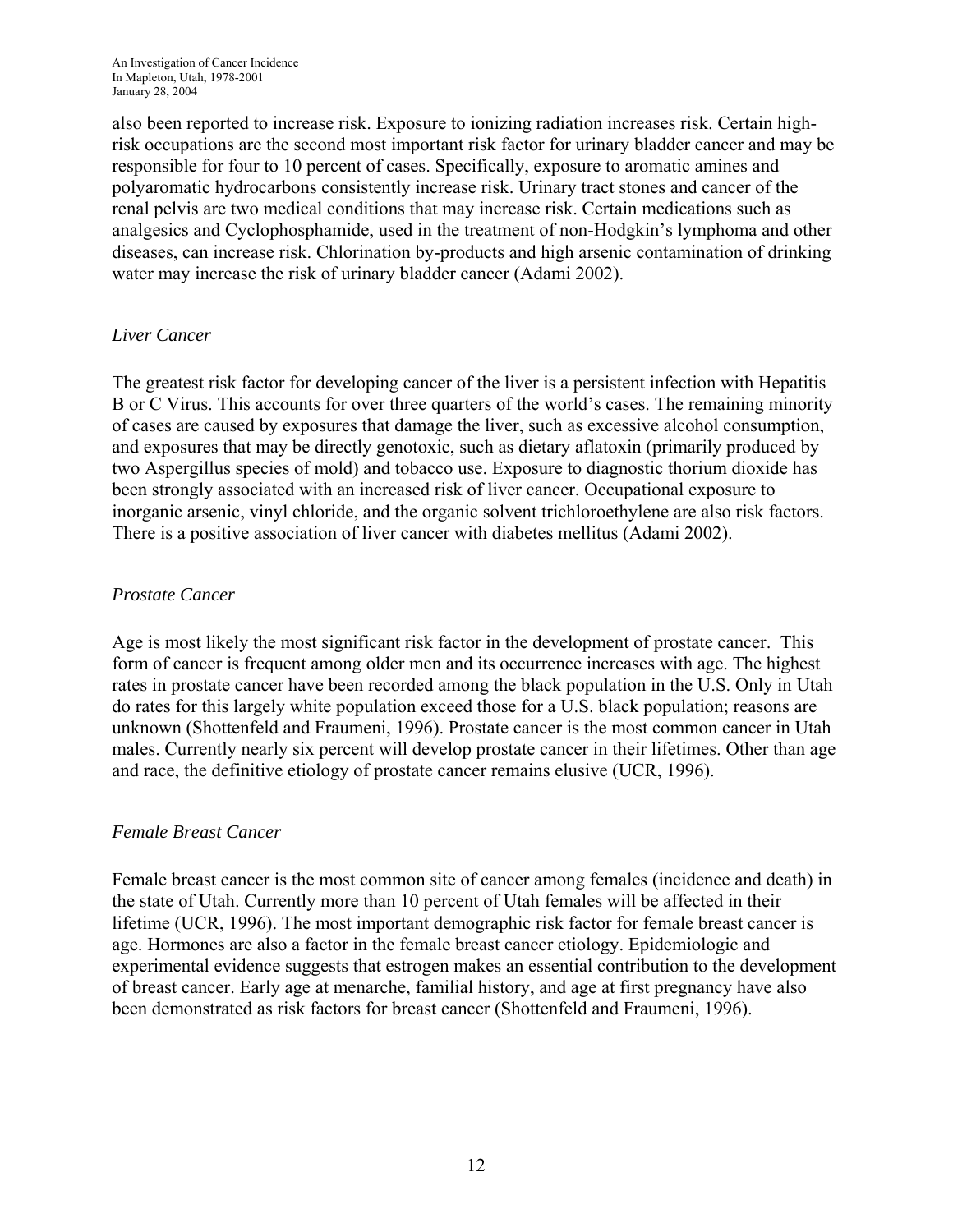also been reported to increase risk. Exposure to ionizing radiation increases risk. Certain high-risk occupations are the second most important risk factor for urinary bladder cancer and may be responsible for four to 10 percent of cases. Specifically, exposure to aromatic amines and polyaromatic hydrocarbons consistently increase risk. Urinary tract stones and cancer of the renal pelvis are two medical conditions that may increase risk. Certain medications such as analgesics and Cyclophosphamide, used in the treatment of non-Hodgkin's lymphoma and other diseases, can increase risk. Chlorination by-products and high arsenic contamination of drinking water may increase the risk of urinary bladder cancer (Adami 2002).

*Liver Cancer*

The greatest risk factor for developing cancer of the liver is a persistent infection with Hepatitis B or C Virus. This accounts for over three quarters of the world's cases. The remaining minority of cases are caused by exposures that damage the liver, such as excessive alcohol consumption, and exposures that may be directly genotoxic, such as dietary aflatoxin (primarily produced by two Aspergillus species of mold) and tobacco use. Exposure to diagnostic thorium dioxide has been strongly associated with an increased risk of liver cancer. Occupational exposure to inorganic arsenic, vinyl chloride, and the organic solvent trichloroethylene are also risk factors. There is a positive association of liver cancer with diabetes mellitus (Adami 2002).

*Prostate Cancer*

Age is most likely the most significant risk factor in the development of prostate cancer. This form of cancer is frequent among older men and its occurrence increases with age. The highest rates in prostate cancer have been recorded among the black population in the U.S. Only in Utah do rates for this largely white population exceed those for a U.S. black population; reasons are unknown (Shottenfeld and Fraumeni, 1996). Prostate cancer is the most common cancer in Utah males. Currently nearly six percent will develop prostate cancer in their lifetimes. Other than age and race, the definitive etiology of prostate cancer remains elusive (UCR, 1996).

*Female Breast Cancer*

Female breast cancer is the most common site of cancer among females (incidence and death) in the state of Utah. Currently more than 10 percent of Utah females will be affected in their lifetime (UCR, 1996). The most important demographic risk factor for female breast cancer is age. Hormones are also a factor in the female breast cancer etiology. Epidemiologic and experimental evidence suggests that estrogen makes an essential contribution to the development of breast cancer. Early age at menarche, familial history, and age at first pregnancy have also been demonstrated as risk factors for breast cancer (Shottenfeld and Fraumeni, 1996).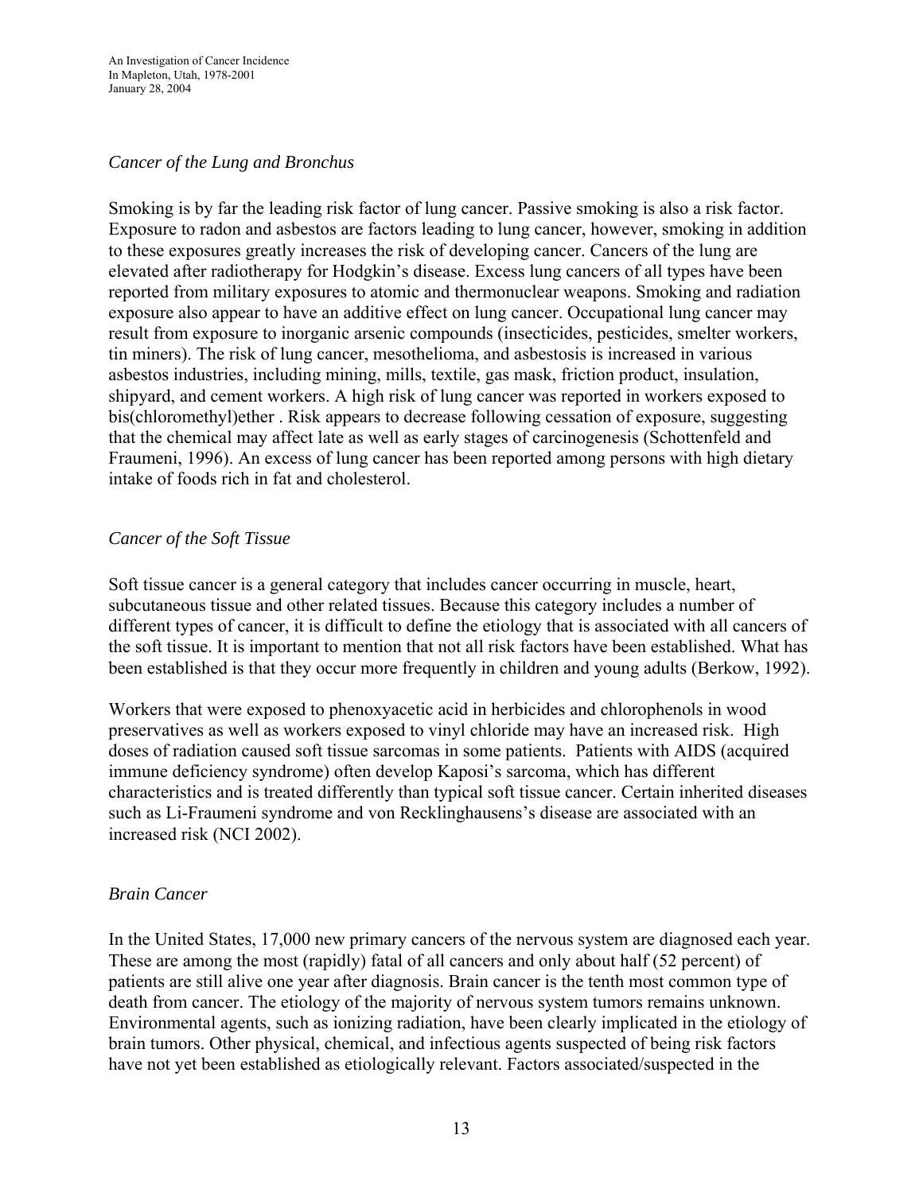*Cancer of the Lung and Bronchus*

Smoking is by far the leading risk factor of lung cancer. Passive smoking is also a risk factor. Exposure to radon and asbestos are factors leading to lung cancer, however, smoking in addition to these exposures greatly increases the risk of developing cancer. Cancers of the lung are elevated after radiotherapy for Hodgkin's disease. Excess lung cancers of all types have been reported from military exposures to atomic and thermonuclear weapons. Smoking and radiation exposure also appear to have an additive effect on lung cancer. Occupational lung cancer may result from exposure to inorganic arsenic compounds (insecticides, pesticides, smelter workers, tin miners). The risk of lung cancer, mesothelioma, and asbestosis is increased in various asbestos industries, including mining, mills, textile, gas mask, friction product, insulation, shipyard, and cement workers. A high risk of lung cancer was reported in workers exposed to bis(chloromethyl)ether . Risk appears to decrease following cessation of exposure, suggesting that the chemical may affect late as well as early stages of carcinogenesis (Schottenfeld and Fraumeni, 1996). An excess of lung cancer has been reported among persons with high dietary intake of foods rich in fat and cholesterol.

*Cancer of the Soft Tissue*

Soft tissue cancer is a general category that includes cancer occurring in muscle, heart, subcutaneous tissue and other related tissues. Because this category includes a number of different types of cancer, it is difficult to define the etiology that is associated with all cancers of the soft tissue. It is important to mention that not all risk factors have been established. What has been established is that they occur more frequently in children and young adults (Berkow, 1992).

Workers that were exposed to phenoxyacetic acid in herbicides and chlorophenols in wood preservatives as well as workers exposed to vinyl chloride may have an increased risk. High doses of radiation caused soft tissue sarcomas in some patients. Patients with AIDS (acquired immune deficiency syndrome) often develop Kaposi's sarcoma, which has different characteristics and is treated differently than typical soft tissue cancer. Certain inherited diseases such as Li-Fraumeni syndrome and von Recklinghausens's disease are associated with an increased risk (NCI 2002).

*Brain Cancer*

In the United States, 17,000 new primary cancers of the nervous system are diagnosed each year. These are among the most (rapidly) fatal of all cancers and only about half (52 percent) of patients are still alive one year after diagnosis. Brain cancer is the tenth most common type of death from cancer. The etiology of the majority of nervous system tumors remains unknown. Environmental agents, such as ionizing radiation, have been clearly implicated in the etiology of brain tumors. Other physical, chemical, and infectious agents suspected of being risk factors have not yet been established as etiologically relevant. Factors associated/suspected in the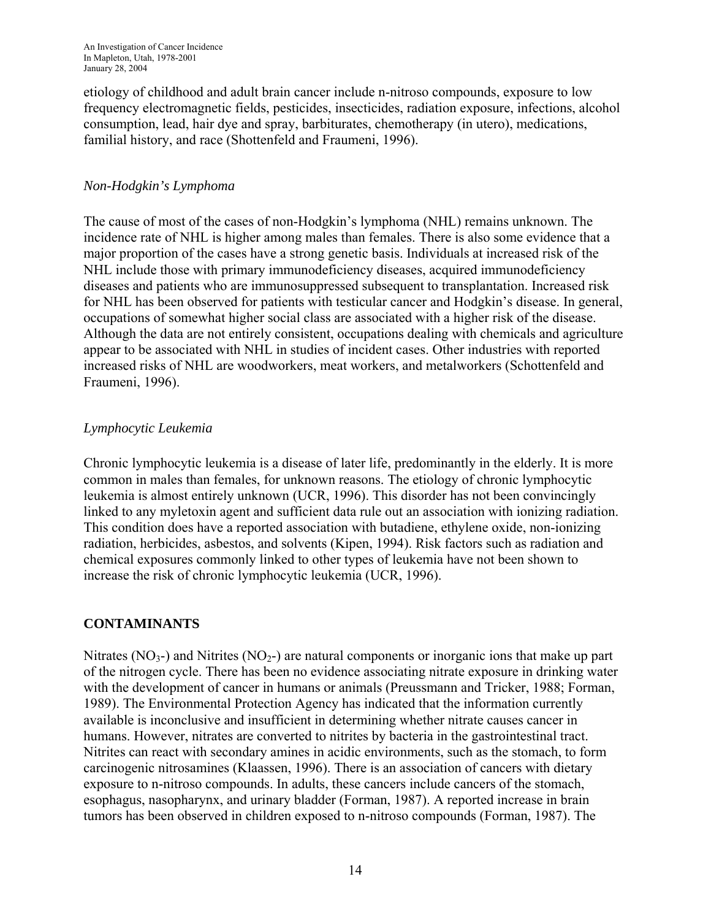etiology of childhood and adult brain cancer include n-nitroso compounds, exposure to low frequency electromagnetic fields, pesticides, insecticides, radiation exposure, infections, alcohol consumption, lead, hair dye and spray, barbiturates, chemotherapy (in utero), medications, familial history, and race (Shottenfeld and Fraumeni, 1996).

*Non-Hodgkin's Lymphoma*

The cause of most of the cases of non-Hodgkin's lymphoma (NHL) remains unknown. The incidence rate of NHL is higher among males than females. There is also some evidence that a major proportion of the cases have a strong genetic basis. Individuals at increased risk of the NHL include those with primary immunodeficiency diseases, acquired immunodeficiency diseases and patients who are immunosuppressed subsequent to transplantation. Increased risk for NHL has been observed for patients with testicular cancer and Hodgkin's disease. In general, occupations of somewhat higher social class are associated with a higher risk of the disease. Although the data are not entirely consistent, occupations dealing with chemicals and agriculture appear to be associated with NHL in studies of incident cases. Other industries with reported increased risks of NHL are woodworkers, meat workers, and metalworkers (Schottenfeld and Fraumeni, 1996).

*Lymphocytic Leukemia*

Chronic lymphocytic leukemia is a disease of later life, predominantly in the elderly. It is more common in males than females, for unknown reasons. The etiology of chronic lymphocytic leukemia is almost entirely unknown (UCR, 1996). This disorder has not been convincingly linked to any myletoxin agent and sufficient data rule out an association with ionizing radiation. This condition does have a reported association with butadiene, ethylene oxide, non-ionizing radiation, herbicides, asbestos, and solvents (Kipen, 1994). Risk factors such as radiation and chemical exposures commonly linked to other types of leukemia have not been shown to increase the risk of chronic lymphocytic leukemia (UCR, 1996).

## CONTAMINANTS

Nitrates ($NO_3$-) and Nitrites ($NO_2$-) are natural components or inorganic ions that make up part of the nitrogen cycle. There has been no evidence associating nitrate exposure in drinking water with the development of cancer in humans or animals (Preussmann and Tricker, 1988; Forman, 1989). The Environmental Protection Agency has indicated that the information currently available is inconclusive and insufficient in determining whether nitrate causes cancer in humans. However, nitrates are converted to nitrites by bacteria in the gastrointestinal tract. Nitrites can react with secondary amines in acidic environments, such as the stomach, to form carcinogenic nitrosamines (Klaassen, 1996). There is an association of cancers with dietary exposure to n-nitroso compounds. In adults, these cancers include cancers of the stomach, esophagus, nasopharynx, and urinary bladder (Forman, 1987). A reported increase in brain tumors has been observed in children exposed to n-nitroso compounds (Forman, 1987). The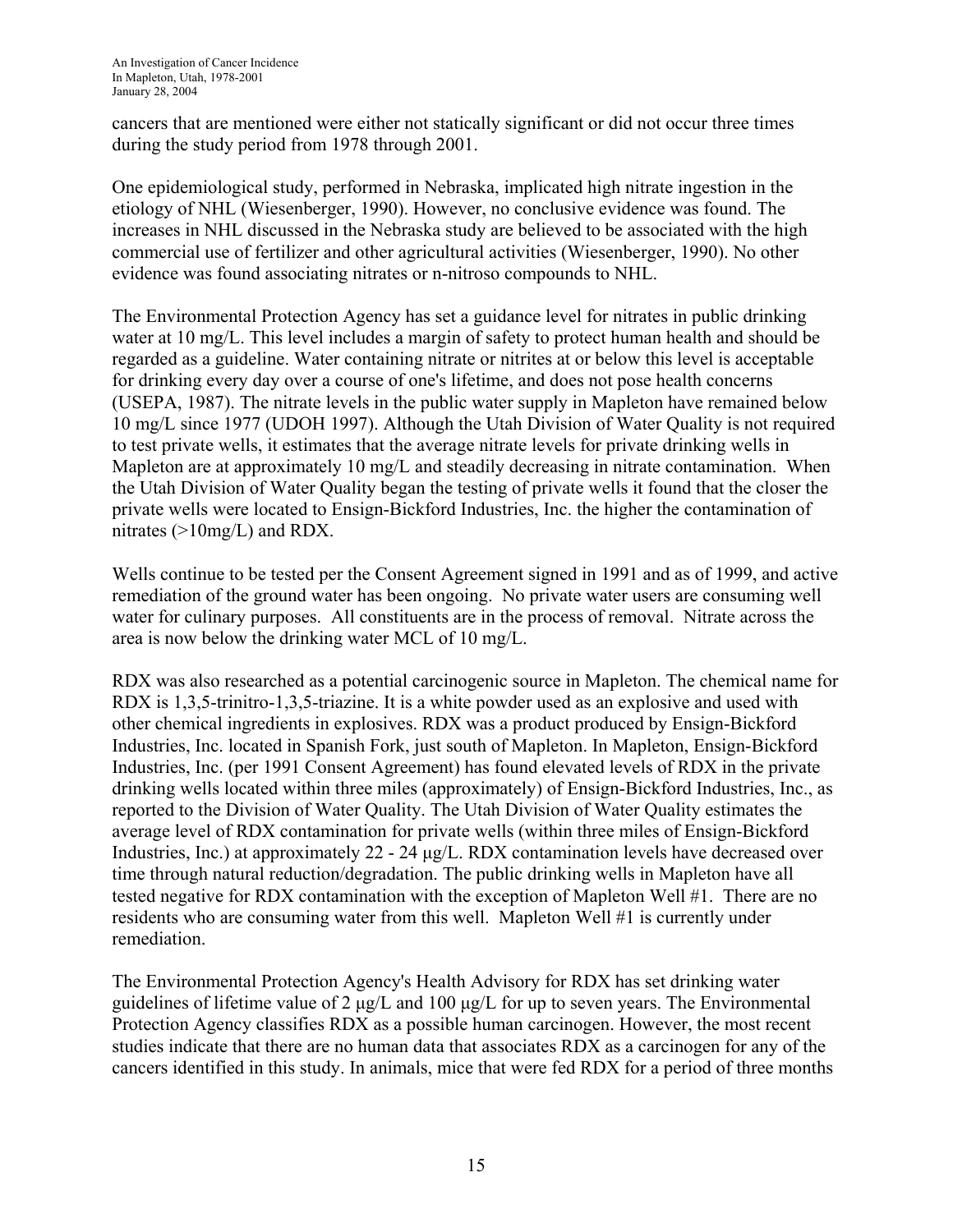cancers that are mentioned were either not statically significant or did not occur three times during the study period from 1978 through 2001.

One epidemiological study, performed in Nebraska, implicated high nitrate ingestion in the etiology of NHL (Wiesenberger, 1990). However, no conclusive evidence was found. The increases in NHL discussed in the Nebraska study are believed to be associated with the high commercial use of fertilizer and other agricultural activities (Wiesenberger, 1990). No other evidence was found associating nitrates or n-nitroso compounds to NHL.

The Environmental Protection Agency has set a guidance level for nitrates in public drinking water at 10 mg/L. This level includes a margin of safety to protect human health and should be regarded as a guideline. Water containing nitrate or nitrites at or below this level is acceptable for drinking every day over a course of one's lifetime, and does not pose health concerns (USEPA, 1987). The nitrate levels in the public water supply in Mapleton have remained below 10 mg/L since 1977 (UDOH 1997). Although the Utah Division of Water Quality is not required to test private wells, it estimates that the average nitrate levels for private drinking wells in Mapleton are at approximately 10 mg/L and steadily decreasing in nitrate contamination. When the Utah Division of Water Quality began the testing of private wells it found that the closer the private wells were located to Ensign-Bickford Industries, Inc. the higher the contamination of nitrates (>10mg/L) and RDX.

Wells continue to be tested per the Consent Agreement signed in 1991 and as of 1999, and active remediation of the ground water has been ongoing. No private water users are consuming well water for culinary purposes. All constituents are in the process of removal. Nitrate across the area is now below the drinking water MCL of 10 mg/L.

RDX was also researched as a potential carcinogenic source in Mapleton. The chemical name for RDX is 1,3,5-trinitro-1,3,5-triazine. It is a white powder used as an explosive and used with other chemical ingredients in explosives. RDX was a product produced by Ensign-Bickford Industries, Inc. located in Spanish Fork, just south of Mapleton. In Mapleton, Ensign-Bickford Industries, Inc. (per 1991 Consent Agreement) has found elevated levels of RDX in the private drinking wells located within three miles (approximately) of Ensign-Bickford Industries, Inc., as reported to the Division of Water Quality. The Utah Division of Water Quality estimates the average level of RDX contamination for private wells (within three miles of Ensign-Bickford Industries, Inc.) at approximately 22 - 24 μg/L. RDX contamination levels have decreased over time through natural reduction/degradation. The public drinking wells in Mapleton have all tested negative for RDX contamination with the exception of Mapleton Well #1. There are no residents who are consuming water from this well. Mapleton Well #1 is currently under remediation.

The Environmental Protection Agency's Health Advisory for RDX has set drinking water guidelines of lifetime value of 2 μg/L and 100 μg/L for up to seven years. The Environmental Protection Agency classifies RDX as a possible human carcinogen. However, the most recent studies indicate that there are no human data that associates RDX as a carcinogen for any of the cancers identified in this study. In animals, mice that were fed RDX for a period of three months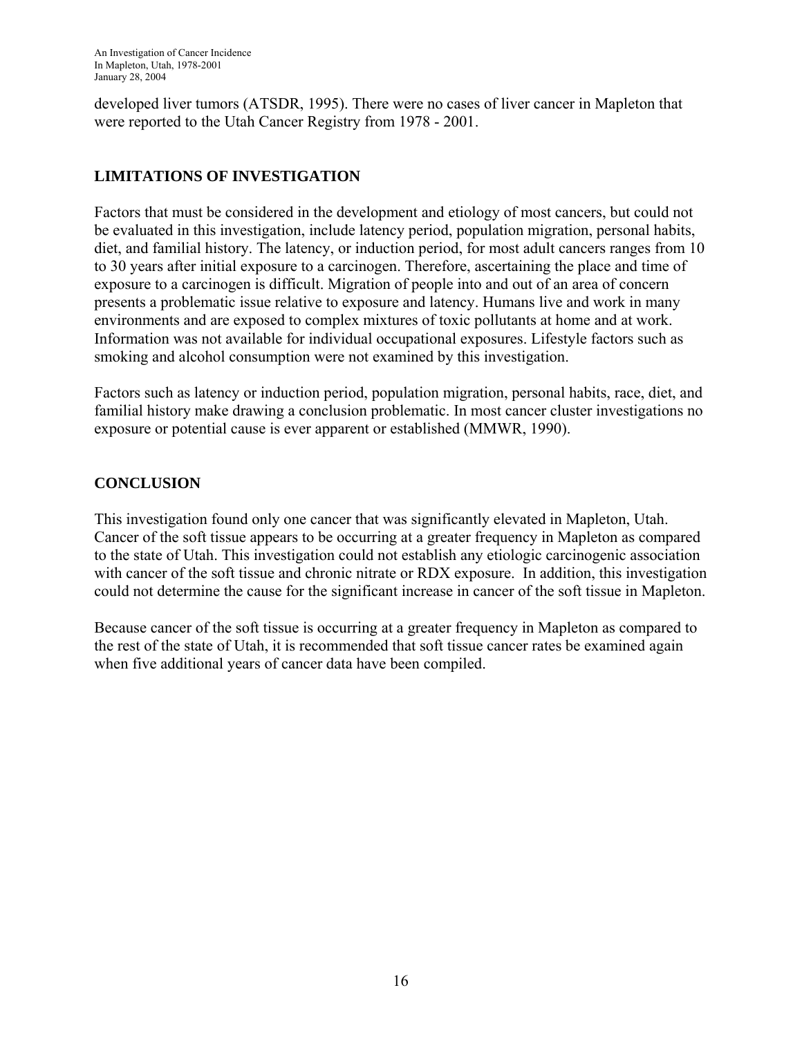developed liver tumors (ATSDR, 1995). There were no cases of liver cancer in Mapleton that were reported to the Utah Cancer Registry from 1978 - 2001.

## LIMITATIONS OF INVESTIGATION

Factors that must be considered in the development and etiology of most cancers, but could not be evaluated in this investigation, include latency period, population migration, personal habits, diet, and familial history. The latency, or induction period, for most adult cancers ranges from 10 to 30 years after initial exposure to a carcinogen. Therefore, ascertaining the place and time of exposure to a carcinogen is difficult. Migration of people into and out of an area of concern presents a problematic issue relative to exposure and latency. Humans live and work in many environments and are exposed to complex mixtures of toxic pollutants at home and at work. Information was not available for individual occupational exposures. Lifestyle factors such as smoking and alcohol consumption were not examined by this investigation.

Factors such as latency or induction period, population migration, personal habits, race, diet, and familial history make drawing a conclusion problematic. In most cancer cluster investigations no exposure or potential cause is ever apparent or established (MMWR, 1990).

## CONCLUSION

This investigation found only one cancer that was significantly elevated in Mapleton, Utah. Cancer of the soft tissue appears to be occurring at a greater frequency in Mapleton as compared to the state of Utah. This investigation could not establish any etiologic carcinogenic association with cancer of the soft tissue and chronic nitrate or RDX exposure. In addition, this investigation could not determine the cause for the significant increase in cancer of the soft tissue in Mapleton.

Because cancer of the soft tissue is occurring at a greater frequency in Mapleton as compared to the rest of the state of Utah, it is recommended that soft tissue cancer rates be examined again when five additional years of cancer data have been compiled.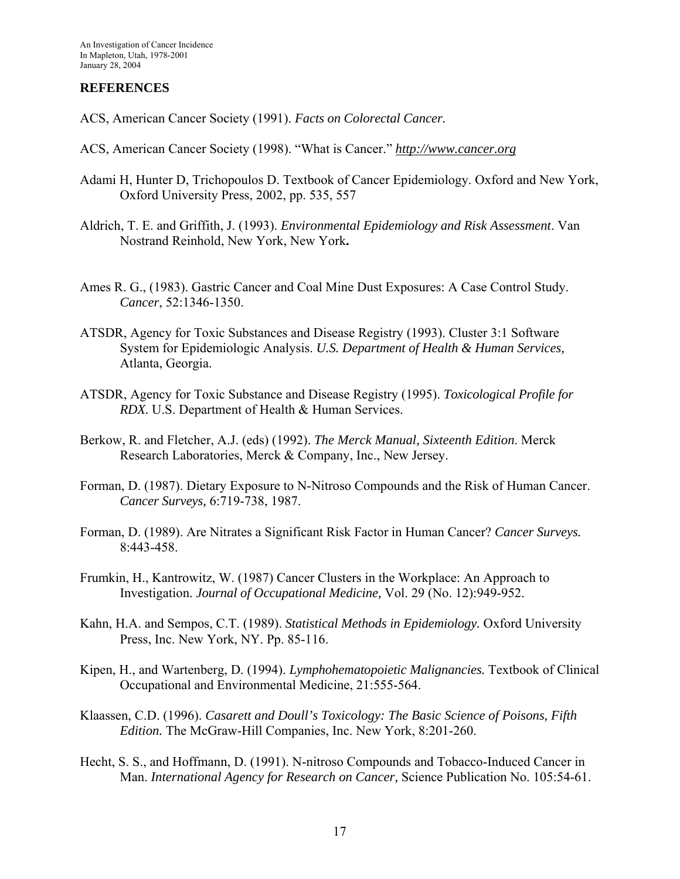## REFERENCES

ACS, American Cancer Society (1991). *Facts on Colorectal Cancer.*

ACS, American Cancer Society (1998). "What is Cancer." ***http://www.cancer.org***

Adami H, Hunter D, Trichopoulos D. Textbook of Cancer Epidemiology. Oxford and New York, Oxford University Press, 2002, pp. 535, 557

Aldrich, T. E. and Griffith, J. (1993). *Environmental Epidemiology and Risk Assessment*. Van Nostrand Reinhold, New York, New York**.**

Ames R. G., (1983). Gastric Cancer and Coal Mine Dust Exposures: A Case Control Study. *Cancer*, 52:1346-1350.

ATSDR, Agency for Toxic Substances and Disease Registry (1993). Cluster 3:1 Software System for Epidemiologic Analysis. *U.S. Department of Health & Human Services,* Atlanta, Georgia.

ATSDR, Agency for Toxic Substance and Disease Registry (1995). *Toxicological Profile for RDX*. U.S. Department of Health & Human Services.

Berkow, R. and Fletcher, A.J. (eds) (1992). *The Merck Manual, Sixteenth Edition*. Merck Research Laboratories, Merck & Company, Inc., New Jersey.

Forman, D. (1987). Dietary Exposure to N-Nitroso Compounds and the Risk of Human Cancer. *Cancer Surveys,* 6:719-738, 1987.

Forman, D. (1989). Are Nitrates a Significant Risk Factor in Human Cancer? *Cancer Surveys.* 8:443-458.

Frumkin, H., Kantrowitz, W. (1987) Cancer Clusters in the Workplace: An Approach to Investigation. *Journal of Occupational Medicine,* Vol. 29 (No. 12):949-952.

Kahn, H.A. and Sempos, C.T. (1989). *Statistical Methods in Epidemiology.* Oxford University Press, Inc. New York, NY. Pp. 85-116.

Kipen, H., and Wartenberg, D. (1994). *Lymphohematopoietic Malignancies.* Textbook of Clinical Occupational and Environmental Medicine, 21:555-564.

Klaassen, C.D. (1996). *Casarett and Doull's Toxicology: The Basic Science of Poisons, Fifth Edition.* The McGraw-Hill Companies, Inc. New York, 8:201-260.

Hecht, S. S., and Hoffmann, D. (1991). N-nitroso Compounds and Tobacco-Induced Cancer in Man. *International Agency for Research on Cancer,* Science Publication No. 105:54-61.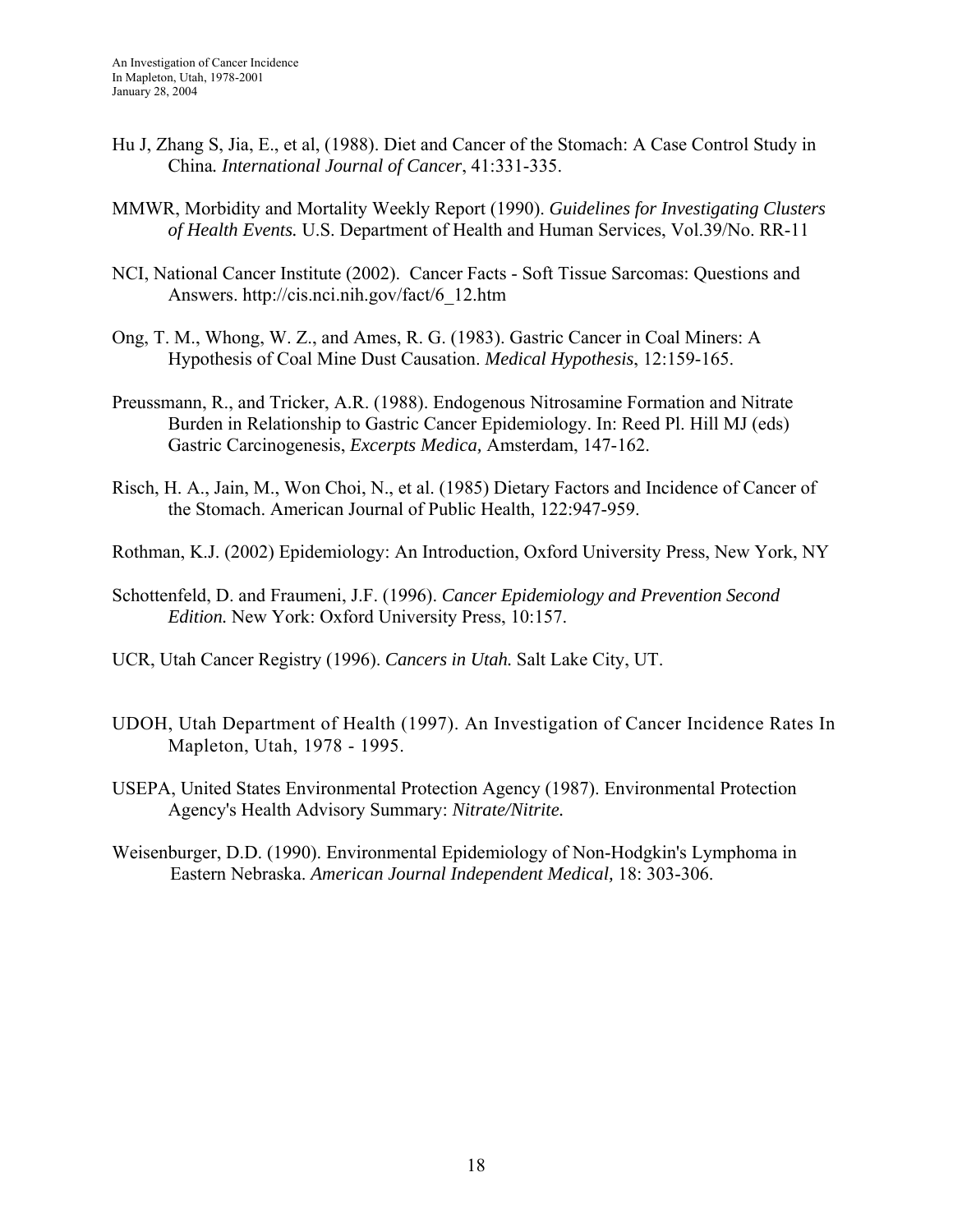Hu J, Zhang S, Jia, E., et al, (1988). Diet and Cancer of the Stomach: A Case Control Study in China*.* *International Journal of Cancer*, 41:331-335.

MMWR, Morbidity and Mortality Weekly Report (1990). *Guidelines for Investigating Clusters of Health Events.* U.S. Department of Health and Human Services, Vol.39/No. RR-11

NCI, National Cancer Institute (2002). Cancer Facts - Soft Tissue Sarcomas: Questions and Answers. http://cis.nci.nih.gov/fact/6_12.htm

Ong, T. M., Whong, W. Z., and Ames, R. G. (1983). Gastric Cancer in Coal Miners: A Hypothesis of Coal Mine Dust Causation. *Medical Hypothesis*, 12:159-165.

Preussmann, R., and Tricker, A.R. (1988). Endogenous Nitrosamine Formation and Nitrate Burden in Relationship to Gastric Cancer Epidemiology. In: Reed Pl. Hill MJ (eds) Gastric Carcinogenesis, *Excerpts Medica,* Amsterdam, 147-162.

Risch, H. A., Jain, M., Won Choi, N., et al. (1985) Dietary Factors and Incidence of Cancer of the Stomach. American Journal of Public Health, 122:947-959.

Rothman, K.J. (2002) Epidemiology: An Introduction, Oxford University Press, New York, NY

Schottenfeld, D. and Fraumeni, J.F. (1996). *Cancer Epidemiology and Prevention Second Edition.* New York: Oxford University Press, 10:157.

UCR, Utah Cancer Registry (1996). *Cancers in Utah.* Salt Lake City, UT.

UDOH, Utah Department of Health (1997). An Investigation of Cancer Incidence Rates In Mapleton, Utah, 1978 - 1995.

USEPA, United States Environmental Protection Agency (1987). Environmental Protection Agency's Health Advisory Summary: *Nitrate/Nitrite.*

Weisenburger, D.D. (1990). Environmental Epidemiology of Non-Hodgkin's Lymphoma in Eastern Nebraska. *American Journal Independent Medical,* 18: 303-306.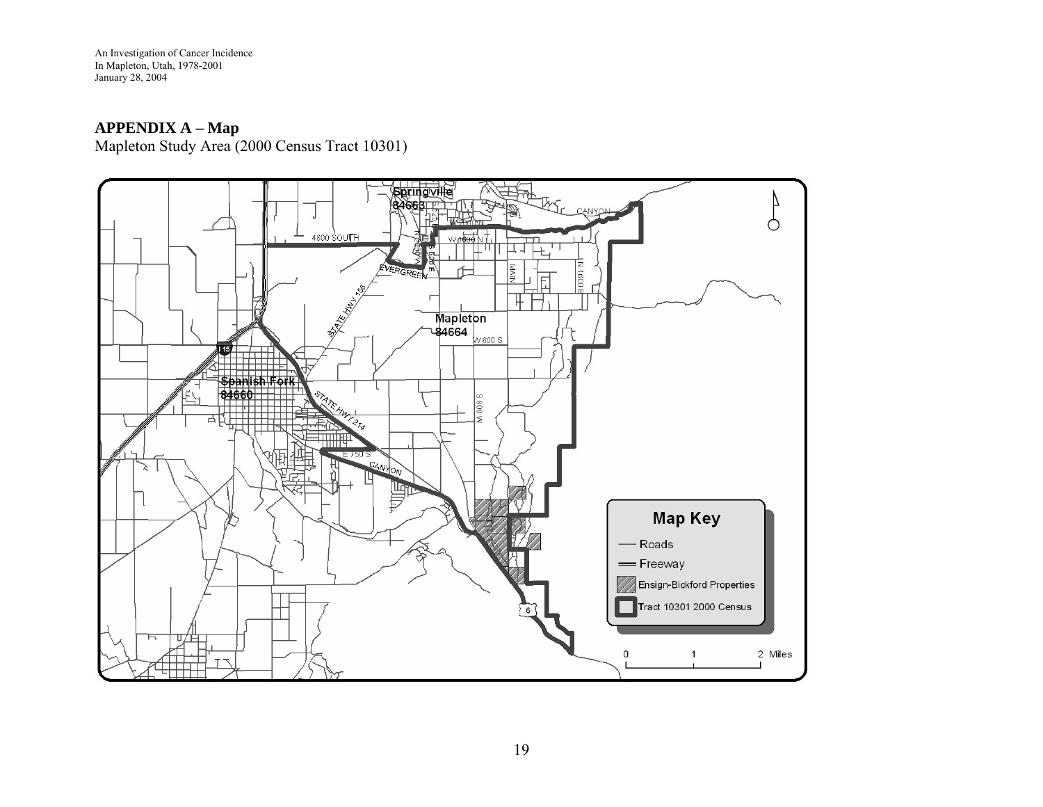## APPENDIX A – Map

Mapleton Study Area (2000 Census Tract 10301)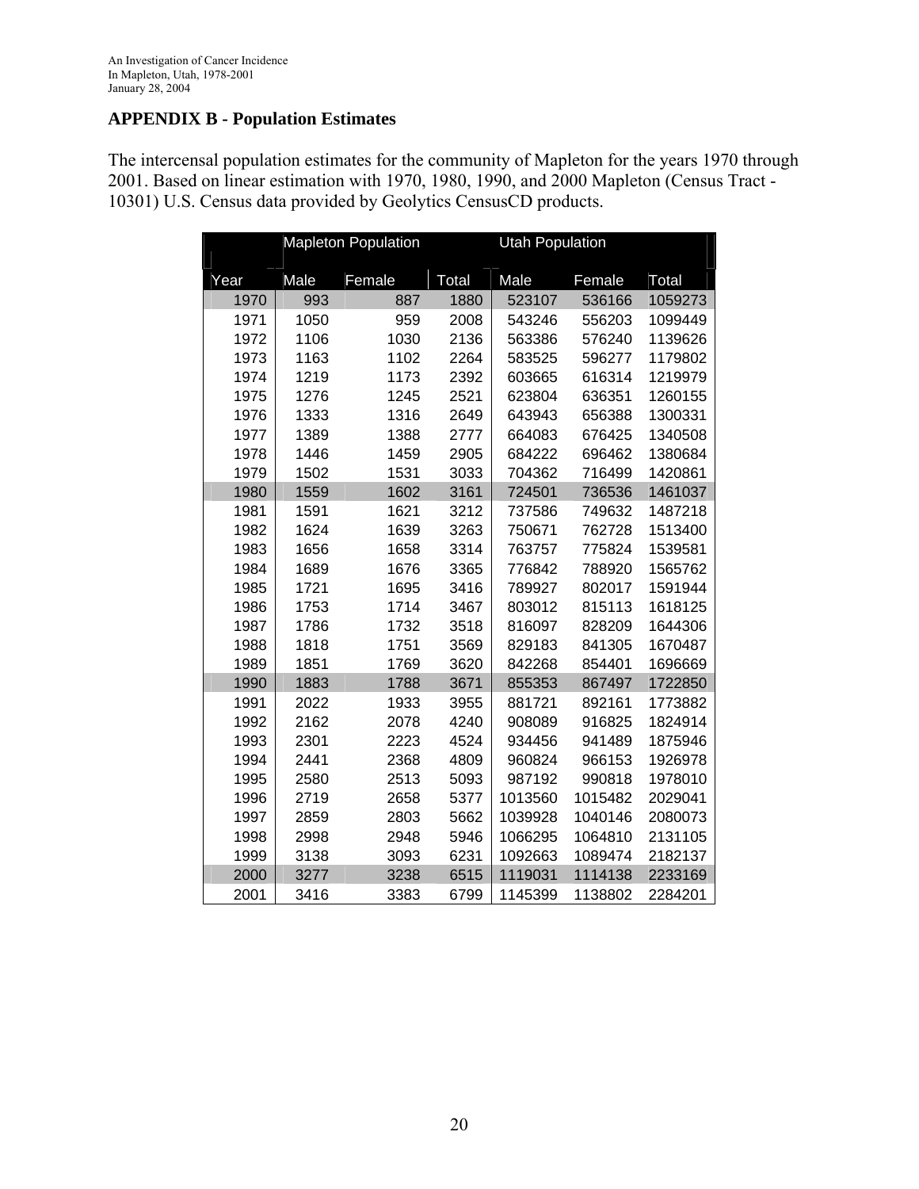## APPENDIX B - Population Estimates

The intercensal population estimates for the community of Mapleton for the years 1970 through 2001. Based on linear estimation with 1970, 1980, 1990, and 2000 Mapleton (Census Tract - 10301) U.S. Census data provided by Geolytics CensusCD products.

| | Mapleton Population | | | Utah Population | | |
|---|---|---|---|---|---|---|
| Year | Male | Female | Total | Male | Female | Total |
| 1970 | 993 | 887 | 1880 | 523107 | 536166 | 1059273 |
| 1971 | 1050 | 959 | 2008 | 543246 | 556203 | 1099449 |
| 1972 | 1106 | 1030 | 2136 | 563386 | 576240 | 1139626 |
| 1973 | 1163 | 1102 | 2264 | 583525 | 596277 | 1179802 |
| 1974 | 1219 | 1173 | 2392 | 603665 | 616314 | 1219979 |
| 1975 | 1276 | 1245 | 2521 | 623804 | 636351 | 1260155 |
| 1976 | 1333 | 1316 | 2649 | 643943 | 656388 | 1300331 |
| 1977 | 1389 | 1388 | 2777 | 664083 | 676425 | 1340508 |
| 1978 | 1446 | 1459 | 2905 | 684222 | 696462 | 1380684 |
| 1979 | 1502 | 1531 | 3033 | 704362 | 716499 | 1420861 |
| 1980 | 1559 | 1602 | 3161 | 724501 | 736536 | 1461037 |
| 1981 | 1591 | 1621 | 3212 | 737586 | 749632 | 1487218 |
| 1982 | 1624 | 1639 | 3263 | 750671 | 762728 | 1513400 |
| 1983 | 1656 | 1658 | 3314 | 763757 | 775824 | 1539581 |
| 1984 | 1689 | 1676 | 3365 | 776842 | 788920 | 1565762 |
| 1985 | 1721 | 1695 | 3416 | 789927 | 802017 | 1591944 |
| 1986 | 1753 | 1714 | 3467 | 803012 | 815113 | 1618125 |
| 1987 | 1786 | 1732 | 3518 | 816097 | 828209 | 1644306 |
| 1988 | 1818 | 1751 | 3569 | 829183 | 841305 | 1670487 |
| 1989 | 1851 | 1769 | 3620 | 842268 | 854401 | 1696669 |
| 1990 | 1883 | 1788 | 3671 | 855353 | 867497 | 1722850 |
| 1991 | 2022 | 1933 | 3955 | 881721 | 892161 | 1773882 |
| 1992 | 2162 | 2078 | 4240 | 908089 | 916825 | 1824914 |
| 1993 | 2301 | 2223 | 4524 | 934456 | 941489 | 1875946 |
| 1994 | 2441 | 2368 | 4809 | 960824 | 966153 | 1926978 |
| 1995 | 2580 | 2513 | 5093 | 987192 | 990818 | 1978010 |
| 1996 | 2719 | 2658 | 5377 | 1013560 | 1015482 | 2029041 |
| 1997 | 2859 | 2803 | 5662 | 1039928 | 1040146 | 2080073 |
| 1998 | 2998 | 2948 | 5946 | 1066295 | 1064810 | 2131105 |
| 1999 | 3138 | 3093 | 6231 | 1092663 | 1089474 | 2182137 |
| 2000 | 3277 | 3238 | 6515 | 1119031 | 1114138 | 2233169 |
| 2001 | 3416 | 3383 | 6799 | 1145399 | 1138802 | 2284201 |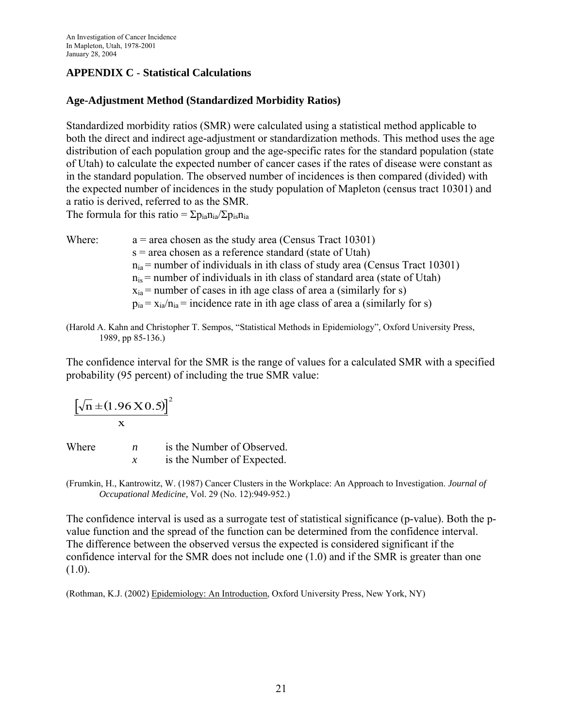## APPENDIX C - Statistical Calculations

### Age-Adjustment Method (Standardized Morbidity Ratios)

Standardized morbidity ratios (SMR) were calculated using a statistical method applicable to both the direct and indirect age-adjustment or standardization methods. This method uses the age distribution of each population group and the age-specific rates for the standard population (state of Utah) to calculate the expected number of cancer cases if the rates of disease were constant as in the standard population. The observed number of incidences is then compared (divided) with the expected number of incidences in the study population of Mapleton (census tract 10301) and a ratio is derived, referred to as the SMR.
The formula for this ratio = $\Sigma p_{ia}n_{ia}/\Sigma p_{is}n_{ia}$

Where:
- a = area chosen as the study area (Census Tract 10301)
- s = area chosen as a reference standard (state of Utah)
- $n_{ia}$ = number of individuals in ith class of study area (Census Tract 10301)
- $n_{is}$ = number of individuals in ith class of standard area (state of Utah)
- $x_{ia}$ = number of cases in ith age class of area a (similarly for s)
- $p_{ia} = x_{ia}/n_{ia}$ = incidence rate in ith age class of area a (similarly for s)

(Harold A. Kahn and Christopher T. Sempos, "Statistical Methods in Epidemiology", Oxford University Press, 1989, pp 85-136.)

The confidence interval for the SMR is the range of values for a calculated SMR with a specified probability (95 percent) of including the true SMR value:

$$\frac{\left[\sqrt{n} \pm (1.96 \times 0.5)\right]^2}{x}$$

Where
- *n* is the Number of Observed.
- *x* is the Number of Expected.

(Frumkin, H., Kantrowitz, W. (1987) Cancer Clusters in the Workplace: An Approach to Investigation. *Journal of Occupational Medicine,* Vol. 29 (No. 12):949-952.)

The confidence interval is used as a surrogate test of statistical significance (p-value). Both the p-value function and the spread of the function can be determined from the confidence interval. The difference between the observed versus the expected is considered significant if the confidence interval for the SMR does not include one (1.0) and if the SMR is greater than one (1.0).

(Rothman, K.J. (2002) Epidemiology: An Introduction, Oxford University Press, New York, NY)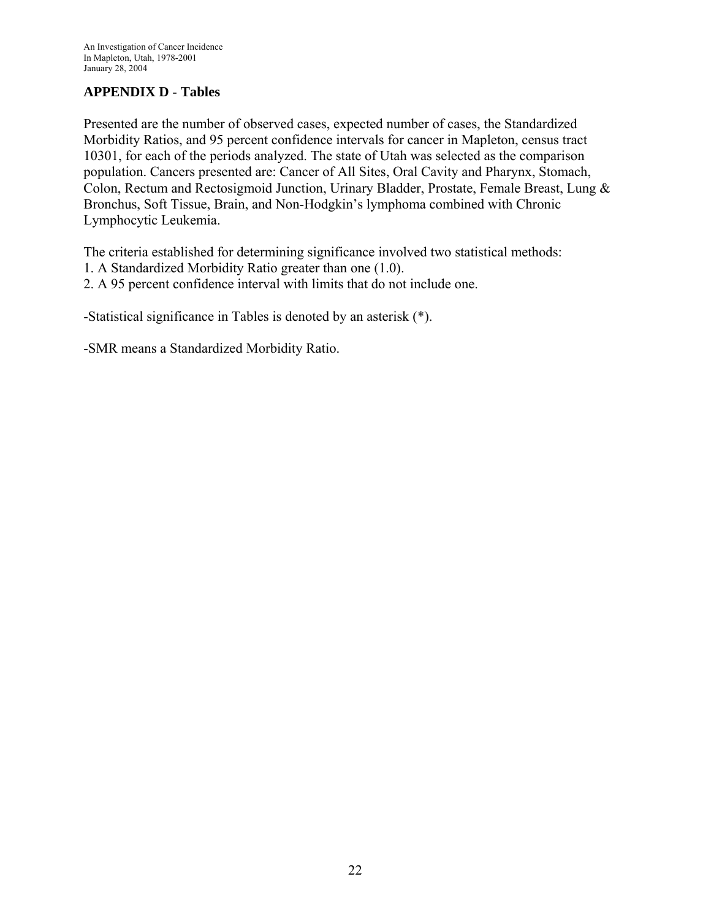## APPENDIX D - Tables

Presented are the number of observed cases, expected number of cases, the Standardized Morbidity Ratios, and 95 percent confidence intervals for cancer in Mapleton, census tract 10301, for each of the periods analyzed. The state of Utah was selected as the comparison population. Cancers presented are: Cancer of All Sites, Oral Cavity and Pharynx, Stomach, Colon, Rectum and Rectosigmoid Junction, Urinary Bladder, Prostate, Female Breast, Lung & Bronchus, Soft Tissue, Brain, and Non-Hodgkin's lymphoma combined with Chronic Lymphocytic Leukemia.

The criteria established for determining significance involved two statistical methods:

1. A Standardized Morbidity Ratio greater than one (1.0).
2. A 95 percent confidence interval with limits that do not include one.

-Statistical significance in Tables is denoted by an asterisk (*).

-SMR means a Standardized Morbidity Ratio.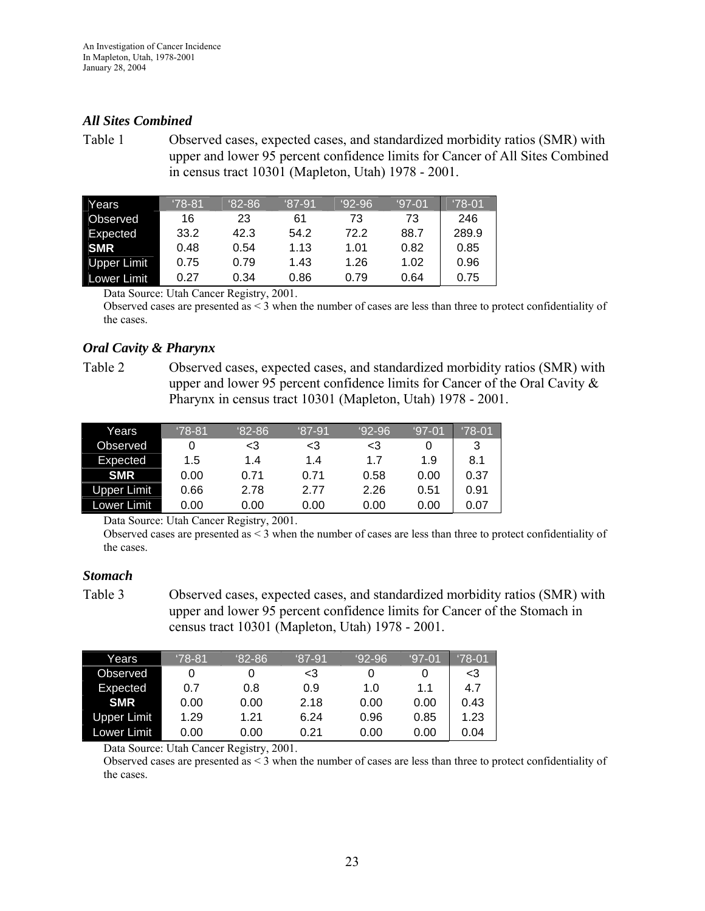### *All Sites Combined*

Table 1 Observed cases, expected cases, and standardized morbidity ratios (SMR) with upper and lower 95 percent confidence limits for Cancer of All Sites Combined in census tract 10301 (Mapleton, Utah) 1978 - 2001.

| Years | '78-81 | '82-86 | '87-91 | '92-96 | '97-01 | '78-01 |
|---|---|---|---|---|---|---|
| Observed | 16 | 23 | 61 | 73 | 73 | 246 |
| Expected | 33.2 | 42.3 | 54.2 | 72.2 | 88.7 | 289.9 |
| **SMR** | 0.48 | 0.54 | 1.13 | 1.01 | 0.82 | 0.85 |
| Upper Limit | 0.75 | 0.79 | 1.43 | 1.26 | 1.02 | 0.96 |
| Lower Limit | 0.27 | 0.34 | 0.86 | 0.79 | 0.64 | 0.75 |

Data Source: Utah Cancer Registry, 2001.
Observed cases are presented as < 3 when the number of cases are less than three to protect confidentiality of the cases.

### *Oral Cavity & Pharynx*

Table 2 Observed cases, expected cases, and standardized morbidity ratios (SMR) with upper and lower 95 percent confidence limits for Cancer of the Oral Cavity & Pharynx in census tract 10301 (Mapleton, Utah) 1978 - 2001.

| Years | '78-81 | '82-86 | '87-91 | '92-96 | '97-01 | '78-01 |
|---|---|---|---|---|---|---|
| Observed | 0 | <3 | <3 | <3 | 0 | 3 |
| Expected | 1.5 | 1.4 | 1.4 | 1.7 | 1.9 | 8.1 |
| **SMR** | 0.00 | 0.71 | 0.71 | 0.58 | 0.00 | 0.37 |
| Upper Limit | 0.66 | 2.78 | 2.77 | 2.26 | 0.51 | 0.91 |
| Lower Limit | 0.00 | 0.00 | 0.00 | 0.00 | 0.00 | 0.07 |

Data Source: Utah Cancer Registry, 2001.
Observed cases are presented as < 3 when the number of cases are less than three to protect confidentiality of the cases.

### *Stomach*

Table 3 Observed cases, expected cases, and standardized morbidity ratios (SMR) with upper and lower 95 percent confidence limits for Cancer of the Stomach in census tract 10301 (Mapleton, Utah) 1978 - 2001.

| Years | '78-81 | '82-86 | '87-91 | '92-96 | '97-01 | '78-01 |
|---|---|---|---|---|---|---|
| Observed | 0 | 0 | <3 | 0 | 0 | <3 |
| Expected | 0.7 | 0.8 | 0.9 | 1.0 | 1.1 | 4.7 |
| **SMR** | 0.00 | 0.00 | 2.18 | 0.00 | 0.00 | 0.43 |
| Upper Limit | 1.29 | 1.21 | 6.24 | 0.96 | 0.85 | 1.23 |
| Lower Limit | 0.00 | 0.00 | 0.21 | 0.00 | 0.00 | 0.04 |

Data Source: Utah Cancer Registry, 2001.
Observed cases are presented as < 3 when the number of cases are less than three to protect confidentiality of the cases.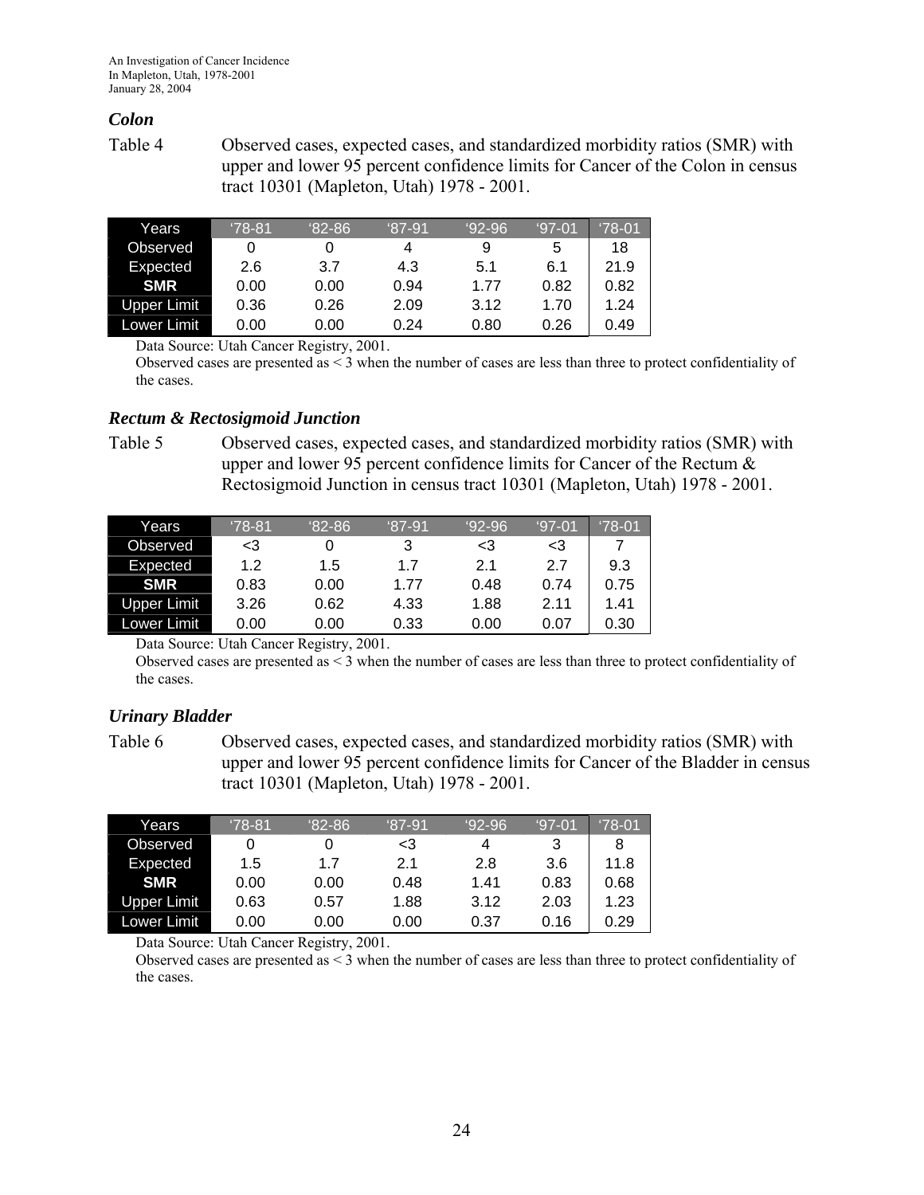### *Colon*

Table 4 Observed cases, expected cases, and standardized morbidity ratios (SMR) with upper and lower 95 percent confidence limits for Cancer of the Colon in census tract 10301 (Mapleton, Utah) 1978 - 2001.

| Years | '78-81 | '82-86 | '87-91 | '92-96 | '97-01 | '78-01 |
|---|---|---|---|---|---|---|
| Observed | 0 | 0 | 4 | 9 | 5 | 18 |
| Expected | 2.6 | 3.7 | 4.3 | 5.1 | 6.1 | 21.9 |
| **SMR** | 0.00 | 0.00 | 0.94 | 1.77 | 0.82 | 0.82 |
| Upper Limit | 0.36 | 0.26 | 2.09 | 3.12 | 1.70 | 1.24 |
| Lower Limit | 0.00 | 0.00 | 0.24 | 0.80 | 0.26 | 0.49 |

Data Source: Utah Cancer Registry, 2001.
Observed cases are presented as < 3 when the number of cases are less than three to protect confidentiality of the cases.

### *Rectum & Rectosigmoid Junction*

Table 5 Observed cases, expected cases, and standardized morbidity ratios (SMR) with upper and lower 95 percent confidence limits for Cancer of the Rectum & Rectosigmoid Junction in census tract 10301 (Mapleton, Utah) 1978 - 2001.

| Years | '78-81 | '82-86 | '87-91 | '92-96 | '97-01 | '78-01 |
|---|---|---|---|---|---|---|
| Observed | <3 | 0 | 3 | <3 | <3 | 7 |
| Expected | 1.2 | 1.5 | 1.7 | 2.1 | 2.7 | 9.3 |
| **SMR** | 0.83 | 0.00 | 1.77 | 0.48 | 0.74 | 0.75 |
| Upper Limit | 3.26 | 0.62 | 4.33 | 1.88 | 2.11 | 1.41 |
| Lower Limit | 0.00 | 0.00 | 0.33 | 0.00 | 0.07 | 0.30 |

Data Source: Utah Cancer Registry, 2001.
Observed cases are presented as < 3 when the number of cases are less than three to protect confidentiality of the cases.

### *Urinary Bladder*

Table 6 Observed cases, expected cases, and standardized morbidity ratios (SMR) with upper and lower 95 percent confidence limits for Cancer of the Bladder in census tract 10301 (Mapleton, Utah) 1978 - 2001.

| Years | '78-81 | '82-86 | '87-91 | '92-96 | '97-01 | '78-01 |
|---|---|---|---|---|---|---|
| Observed | 0 | 0 | <3 | 4 | 3 | 8 |
| Expected | 1.5 | 1.7 | 2.1 | 2.8 | 3.6 | 11.8 |
| **SMR** | 0.00 | 0.00 | 0.48 | 1.41 | 0.83 | 0.68 |
| Upper Limit | 0.63 | 0.57 | 1.88 | 3.12 | 2.03 | 1.23 |
| Lower Limit | 0.00 | 0.00 | 0.00 | 0.37 | 0.16 | 0.29 |

Data Source: Utah Cancer Registry, 2001.
Observed cases are presented as < 3 when the number of cases are less than three to protect confidentiality of the cases.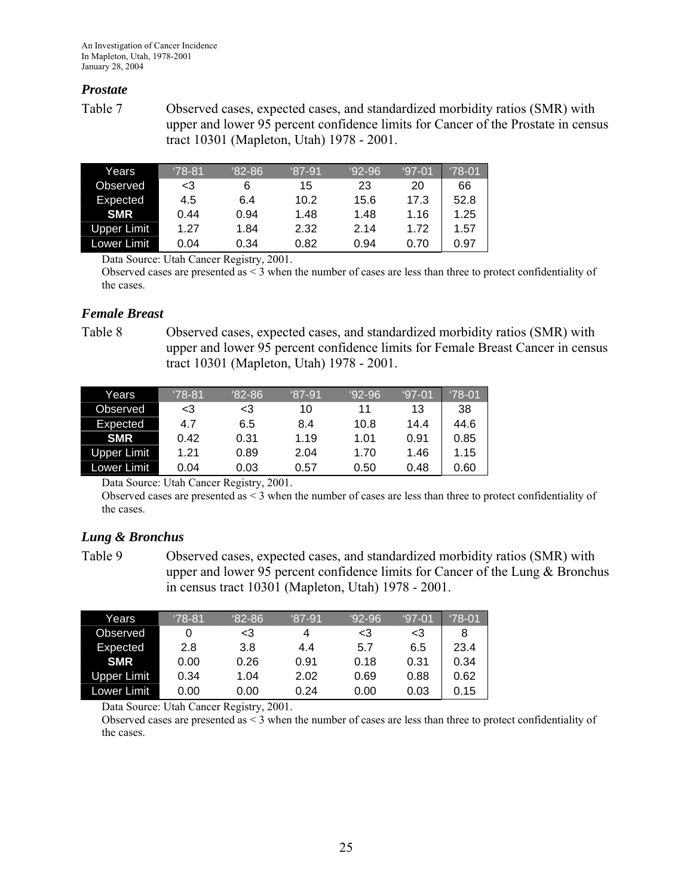### *Prostate*

Table 7 Observed cases, expected cases, and standardized morbidity ratios (SMR) with upper and lower 95 percent confidence limits for Cancer of the Prostate in census tract 10301 (Mapleton, Utah) 1978 - 2001.

| Years | '78-81 | '82-86 | '87-91 | '92-96 | '97-01 | '78-01 |
|---|---|---|---|---|---|---|
| Observed | <3 | 6 | 15 | 23 | 20 | 66 |
| Expected | 4.5 | 6.4 | 10.2 | 15.6 | 17.3 | 52.8 |
| **SMR** | 0.44 | 0.94 | 1.48 | 1.48 | 1.16 | 1.25 |
| Upper Limit | 1.27 | 1.84 | 2.32 | 2.14 | 1.72 | 1.57 |
| Lower Limit | 0.04 | 0.34 | 0.82 | 0.94 | 0.70 | 0.97 |

Data Source: Utah Cancer Registry, 2001.
Observed cases are presented as < 3 when the number of cases are less than three to protect confidentiality of the cases.

### *Female Breast*

Table 8 Observed cases, expected cases, and standardized morbidity ratios (SMR) with upper and lower 95 percent confidence limits for Female Breast Cancer in census tract 10301 (Mapleton, Utah) 1978 - 2001.

| Years | '78-81 | '82-86 | '87-91 | '92-96 | '97-01 | '78-01 |
|---|---|---|---|---|---|---|
| Observed | <3 | <3 | 10 | 11 | 13 | 38 |
| Expected | 4.7 | 6.5 | 8.4 | 10.8 | 14.4 | 44.6 |
| **SMR** | 0.42 | 0.31 | 1.19 | 1.01 | 0.91 | 0.85 |
| Upper Limit | 1.21 | 0.89 | 2.04 | 1.70 | 1.46 | 1.15 |
| Lower Limit | 0.04 | 0.03 | 0.57 | 0.50 | 0.48 | 0.60 |

Data Source: Utah Cancer Registry, 2001.
Observed cases are presented as < 3 when the number of cases are less than three to protect confidentiality of the cases.

### *Lung & Bronchus*

Table 9 Observed cases, expected cases, and standardized morbidity ratios (SMR) with upper and lower 95 percent confidence limits for Cancer of the Lung & Bronchus in census tract 10301 (Mapleton, Utah) 1978 - 2001.

| Years | '78-81 | '82-86 | '87-91 | '92-96 | '97-01 | '78-01 |
|---|---|---|---|---|---|---|
| Observed | 0 | <3 | 4 | <3 | <3 | 8 |
| Expected | 2.8 | 3.8 | 4.4 | 5.7 | 6.5 | 23.4 |
| **SMR** | 0.00 | 0.26 | 0.91 | 0.18 | 0.31 | 0.34 |
| Upper Limit | 0.34 | 1.04 | 2.02 | 0.69 | 0.88 | 0.62 |
| Lower Limit | 0.00 | 0.00 | 0.24 | 0.00 | 0.03 | 0.15 |

Data Source: Utah Cancer Registry, 2001.
Observed cases are presented as < 3 when the number of cases are less than three to protect confidentiality of the cases.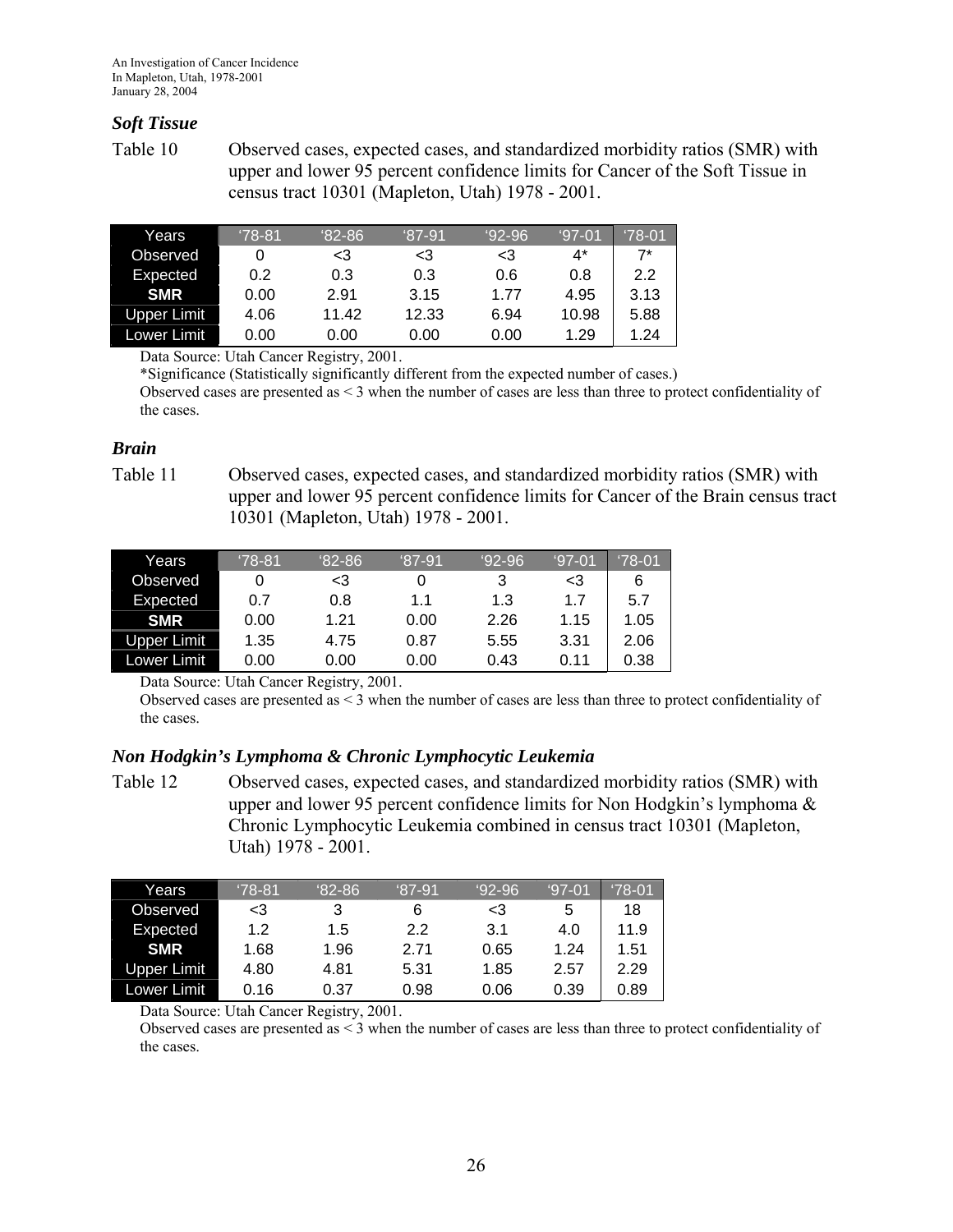### *Soft Tissue*

Table 10 Observed cases, expected cases, and standardized morbidity ratios (SMR) with upper and lower 95 percent confidence limits for Cancer of the Soft Tissue in census tract 10301 (Mapleton, Utah) 1978 - 2001.

| Years | '78-81 | '82-86 | '87-91 | '92-96 | '97-01 | '78-01 |
|---|---|---|---|---|---|---|
| Observed | 0 | <3 | <3 | <3 | 4* | 7* |
| Expected | 0.2 | 0.3 | 0.3 | 0.6 | 0.8 | 2.2 |
| **SMR** | 0.00 | 2.91 | 3.15 | 1.77 | 4.95 | 3.13 |
| Upper Limit | 4.06 | 11.42 | 12.33 | 6.94 | 10.98 | 5.88 |
| Lower Limit | 0.00 | 0.00 | 0.00 | 0.00 | 1.29 | 1.24 |

Data Source: Utah Cancer Registry, 2001.

*Significance (Statistically significantly different from the expected number of cases.)

Observed cases are presented as < 3 when the number of cases are less than three to protect confidentiality of the cases.

### *Brain*

Table 11 Observed cases, expected cases, and standardized morbidity ratios (SMR) with upper and lower 95 percent confidence limits for Cancer of the Brain census tract 10301 (Mapleton, Utah) 1978 - 2001.

| Years | '78-81 | '82-86 | '87-91 | '92-96 | '97-01 | '78-01 |
|---|---|---|---|---|---|---|
| Observed | 0 | <3 | 0 | 3 | <3 | 6 |
| Expected | 0.7 | 0.8 | 1.1 | 1.3 | 1.7 | 5.7 |
| **SMR** | 0.00 | 1.21 | 0.00 | 2.26 | 1.15 | 1.05 |
| Upper Limit | 1.35 | 4.75 | 0.87 | 5.55 | 3.31 | 2.06 |
| Lower Limit | 0.00 | 0.00 | 0.00 | 0.43 | 0.11 | 0.38 |

Data Source: Utah Cancer Registry, 2001.

Observed cases are presented as < 3 when the number of cases are less than three to protect confidentiality of the cases.

### *Non Hodgkin's Lymphoma & Chronic Lymphocytic Leukemia*

Table 12 Observed cases, expected cases, and standardized morbidity ratios (SMR) with upper and lower 95 percent confidence limits for Non Hodgkin's lymphoma & Chronic Lymphocytic Leukemia combined in census tract 10301 (Mapleton, Utah) 1978 - 2001.

| Years | '78-81 | '82-86 | '87-91 | '92-96 | '97-01 | '78-01 |
|---|---|---|---|---|---|---|
| Observed | <3 | 3 | 6 | <3 | 5 | 18 |
| Expected | 1.2 | 1.5 | 2.2 | 3.1 | 4.0 | 11.9 |
| **SMR** | 1.68 | 1.96 | 2.71 | 0.65 | 1.24 | 1.51 |
| Upper Limit | 4.80 | 4.81 | 5.31 | 1.85 | 2.57 | 2.29 |
| Lower Limit | 0.16 | 0.37 | 0.98 | 0.06 | 0.39 | 0.89 |

Data Source: Utah Cancer Registry, 2001.

Observed cases are presented as < 3 when the number of cases are less than three to protect confidentiality of the cases.